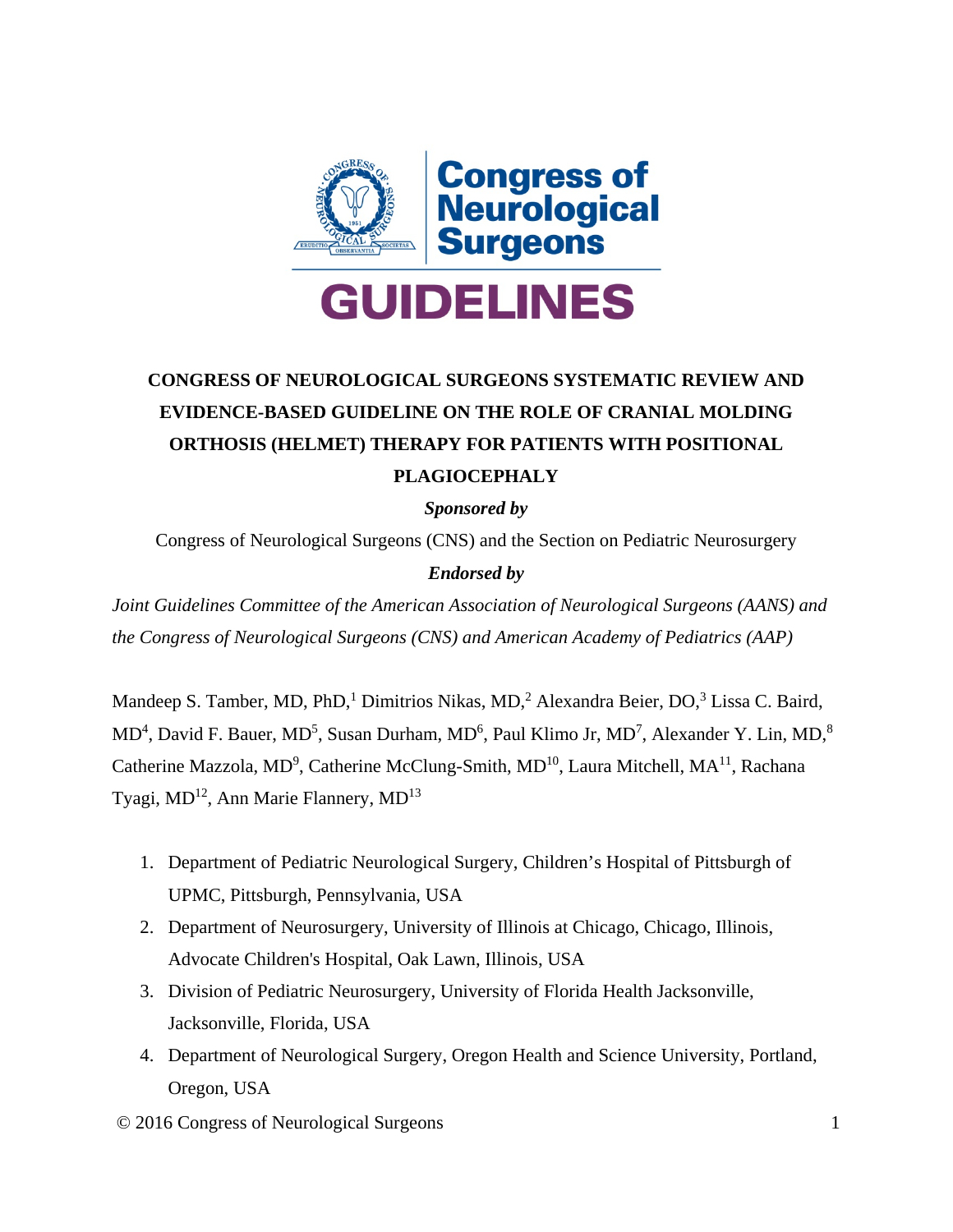Congress of Neurological Surgeons

GUIDELINES

# CONGRESS OF NEUROLOGICAL SURGEONS SYSTEMATIC REVIEW AND EVIDENCE-BASED GUIDELINE ON THE ROLE OF CRANIAL MOLDING ORTHOSIS (HELMET) THERAPY FOR PATIENTS WITH POSITIONAL PLAGIOCEPHALY

***Sponsored by***

Congress of Neurological Surgeons (CNS) and the Section on Pediatric Neurosurgery

***Endorsed by***

*Joint Guidelines Committee of the American Association of Neurological Surgeons (AANS) and the Congress of Neurological Surgeons (CNS) and American Academy of Pediatrics (AAP)*

Mandeep S. Tamber, MD, PhD,[1] Dimitrios Nikas, MD,[2] Alexandra Beier, DO,[3] Lissa C. Baird, MD[4], David F. Bauer, MD[5], Susan Durham, MD[6], Paul Klimo Jr, MD[7], Alexander Y. Lin, MD,[8] Catherine Mazzola, MD[9], Catherine McClung-Smith, MD[10], Laura Mitchell, MA[11], Rachana Tyagi, MD[12], Ann Marie Flannery, MD[13]

1. Department of Pediatric Neurological Surgery, Children's Hospital of Pittsburgh of UPMC, Pittsburgh, Pennsylvania, USA
2. Department of Neurosurgery, University of Illinois at Chicago, Chicago, Illinois, Advocate Children's Hospital, Oak Lawn, Illinois, USA
3. Division of Pediatric Neurosurgery, University of Florida Health Jacksonville, Jacksonville, Florida, USA
4. Department of Neurological Surgery, Oregon Health and Science University, Portland, Oregon, USA

© 2016 Congress of Neurological Surgeons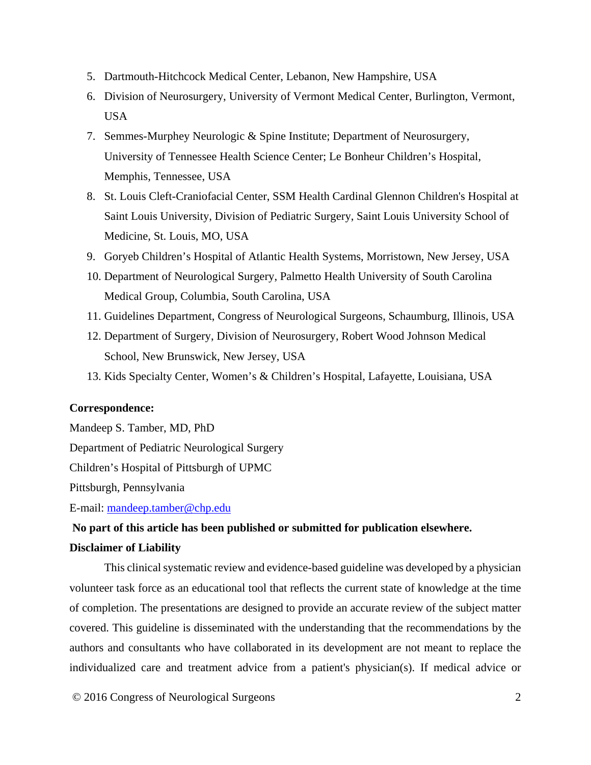5. Dartmouth-Hitchcock Medical Center, Lebanon, New Hampshire, USA
6. Division of Neurosurgery, University of Vermont Medical Center, Burlington, Vermont, USA
7. Semmes-Murphey Neurologic & Spine Institute; Department of Neurosurgery, University of Tennessee Health Science Center; Le Bonheur Children's Hospital, Memphis, Tennessee, USA
8. St. Louis Cleft-Craniofacial Center, SSM Health Cardinal Glennon Children's Hospital at Saint Louis University, Division of Pediatric Surgery, Saint Louis University School of Medicine, St. Louis, MO, USA
9. Goryeb Children's Hospital of Atlantic Health Systems, Morristown, New Jersey, USA
10. Department of Neurological Surgery, Palmetto Health University of South Carolina Medical Group, Columbia, South Carolina, USA
11. Guidelines Department, Congress of Neurological Surgeons, Schaumburg, Illinois, USA
12. Department of Surgery, Division of Neurosurgery, Robert Wood Johnson Medical School, New Brunswick, New Jersey, USA
13. Kids Specialty Center, Women's & Children's Hospital, Lafayette, Louisiana, USA

**Correspondence:**

Mandeep S. Tamber, MD, PhD

Department of Pediatric Neurological Surgery

Children's Hospital of Pittsburgh of UPMC

Pittsburgh, Pennsylvania

E-mail: mandeep.tamber@chp.edu

**No part of this article has been published or submitted for publication elsewhere.**

**Disclaimer of Liability**

This clinical systematic review and evidence-based guideline was developed by a physician volunteer task force as an educational tool that reflects the current state of knowledge at the time of completion. The presentations are designed to provide an accurate review of the subject matter covered. This guideline is disseminated with the understanding that the recommendations by the authors and consultants who have collaborated in its development are not meant to replace the individualized care and treatment advice from a patient's physician(s). If medical advice or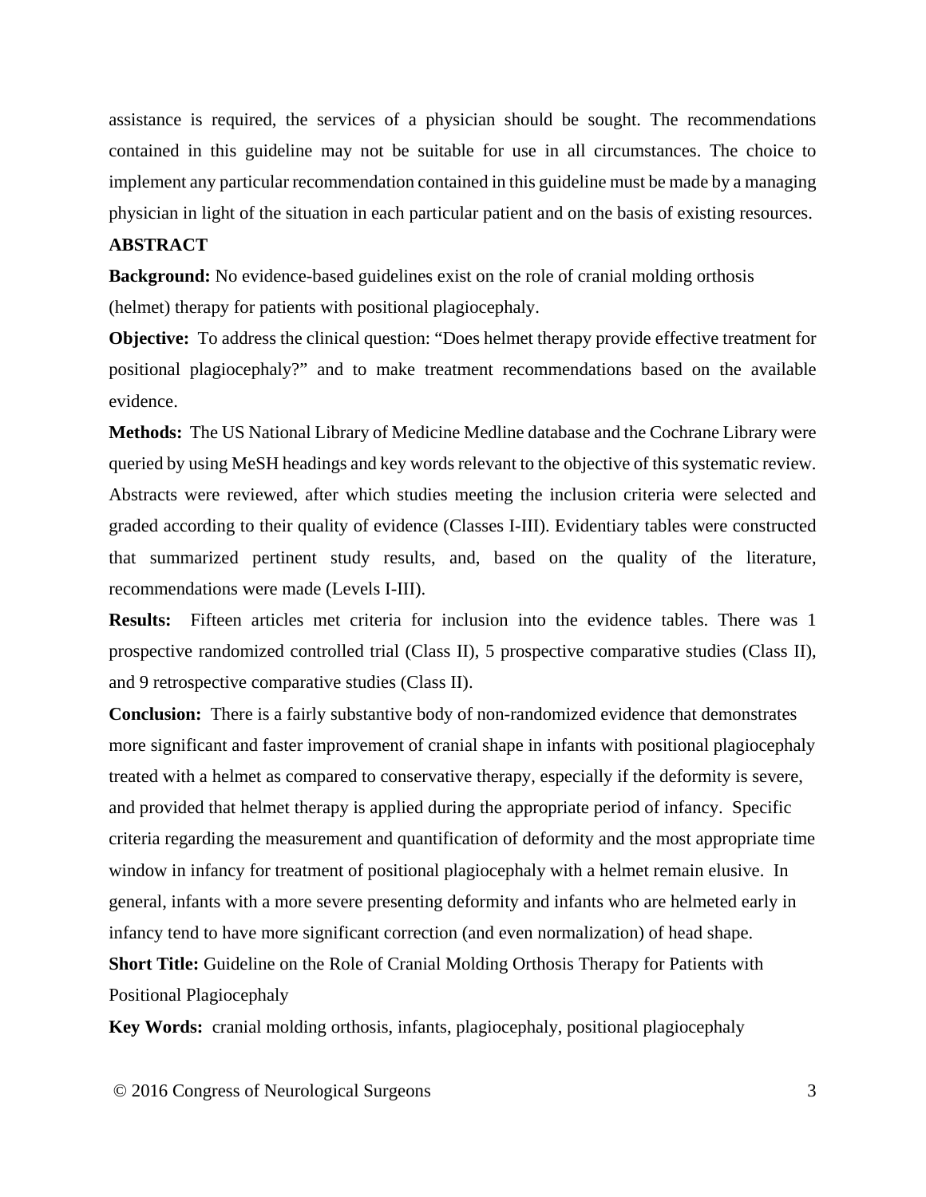assistance is required, the services of a physician should be sought. The recommendations contained in this guideline may not be suitable for use in all circumstances. The choice to implement any particular recommendation contained in this guideline must be made by a managing physician in light of the situation in each particular patient and on the basis of existing resources.

## ABSTRACT

**Background:** No evidence-based guidelines exist on the role of cranial molding orthosis (helmet) therapy for patients with positional plagiocephaly.

**Objective:** To address the clinical question: "Does helmet therapy provide effective treatment for positional plagiocephaly?" and to make treatment recommendations based on the available evidence.

**Methods:** The US National Library of Medicine Medline database and the Cochrane Library were queried by using MeSH headings and key words relevant to the objective of this systematic review. Abstracts were reviewed, after which studies meeting the inclusion criteria were selected and graded according to their quality of evidence (Classes I-III). Evidentiary tables were constructed that summarized pertinent study results, and, based on the quality of the literature, recommendations were made (Levels I-III).

**Results:** Fifteen articles met criteria for inclusion into the evidence tables. There was 1 prospective randomized controlled trial (Class II), 5 prospective comparative studies (Class II), and 9 retrospective comparative studies (Class II).

**Conclusion:** There is a fairly substantive body of non-randomized evidence that demonstrates more significant and faster improvement of cranial shape in infants with positional plagiocephaly treated with a helmet as compared to conservative therapy, especially if the deformity is severe, and provided that helmet therapy is applied during the appropriate period of infancy. Specific criteria regarding the measurement and quantification of deformity and the most appropriate time window in infancy for treatment of positional plagiocephaly with a helmet remain elusive. In general, infants with a more severe presenting deformity and infants who are helmeted early in infancy tend to have more significant correction (and even normalization) of head shape.

**Short Title:** Guideline on the Role of Cranial Molding Orthosis Therapy for Patients with Positional Plagiocephaly

**Key Words:** cranial molding orthosis, infants, plagiocephaly, positional plagiocephaly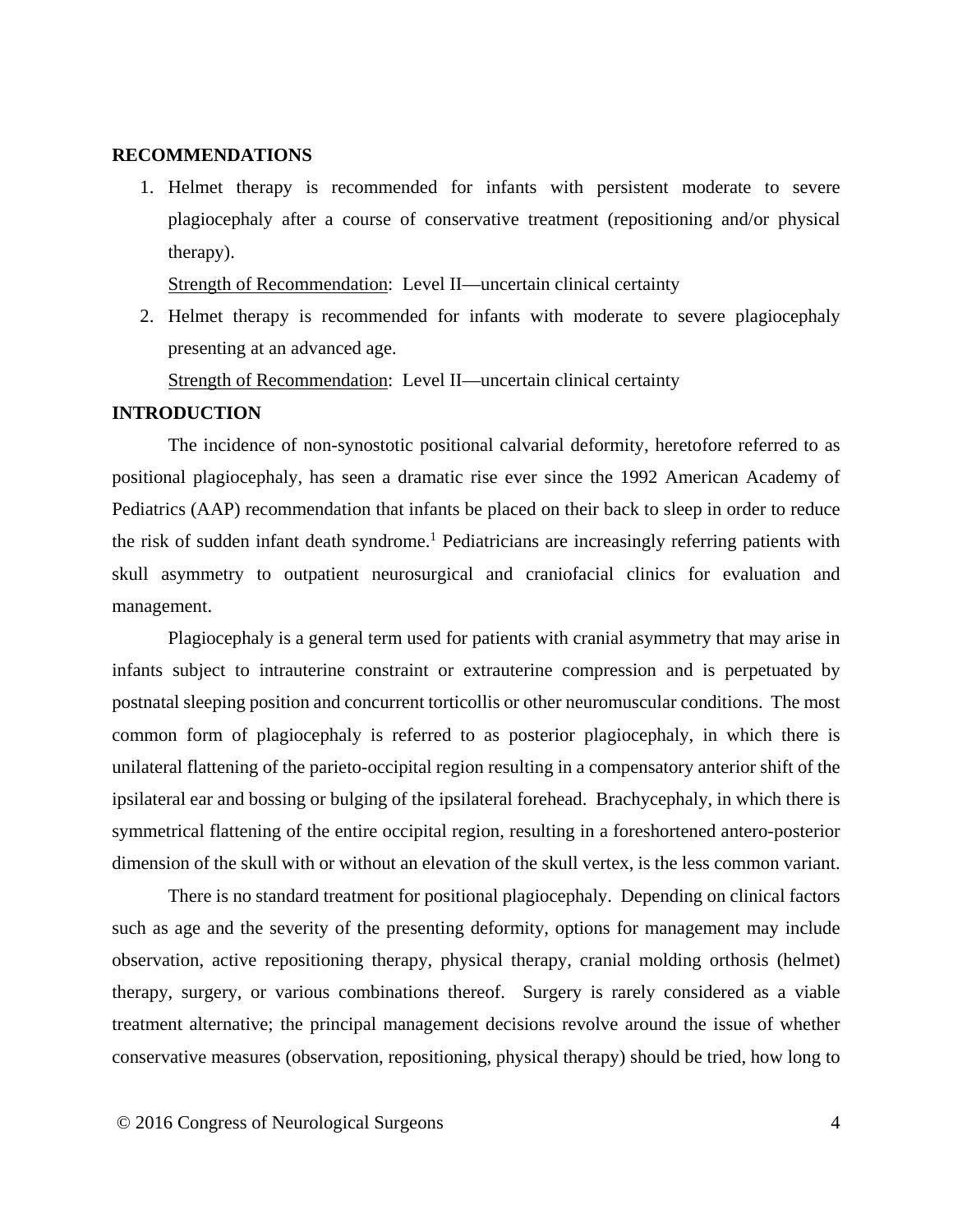## RECOMMENDATIONS

1. Helmet therapy is recommended for infants with persistent moderate to severe plagiocephaly after a course of conservative treatment (repositioning and/or physical therapy).

   Strength of Recommendation: Level II—uncertain clinical certainty

2. Helmet therapy is recommended for infants with moderate to severe plagiocephaly presenting at an advanced age.

   Strength of Recommendation: Level II—uncertain clinical certainty

## INTRODUCTION

The incidence of non-synostotic positional calvarial deformity, heretofore referred to as positional plagiocephaly, has seen a dramatic rise ever since the 1992 American Academy of Pediatrics (AAP) recommendation that infants be placed on their back to sleep in order to reduce the risk of sudden infant death syndrome.[1] Pediatricians are increasingly referring patients with skull asymmetry to outpatient neurosurgical and craniofacial clinics for evaluation and management.

Plagiocephaly is a general term used for patients with cranial asymmetry that may arise in infants subject to intrauterine constraint or extrauterine compression and is perpetuated by postnatal sleeping position and concurrent torticollis or other neuromuscular conditions. The most common form of plagiocephaly is referred to as posterior plagiocephaly, in which there is unilateral flattening of the parieto-occipital region resulting in a compensatory anterior shift of the ipsilateral ear and bossing or bulging of the ipsilateral forehead. Brachycephaly, in which there is symmetrical flattening of the entire occipital region, resulting in a foreshortened antero-posterior dimension of the skull with or without an elevation of the skull vertex, is the less common variant.

There is no standard treatment for positional plagiocephaly. Depending on clinical factors such as age and the severity of the presenting deformity, options for management may include observation, active repositioning therapy, physical therapy, cranial molding orthosis (helmet) therapy, surgery, or various combinations thereof. Surgery is rarely considered as a viable treatment alternative; the principal management decisions revolve around the issue of whether conservative measures (observation, repositioning, physical therapy) should be tried, how long to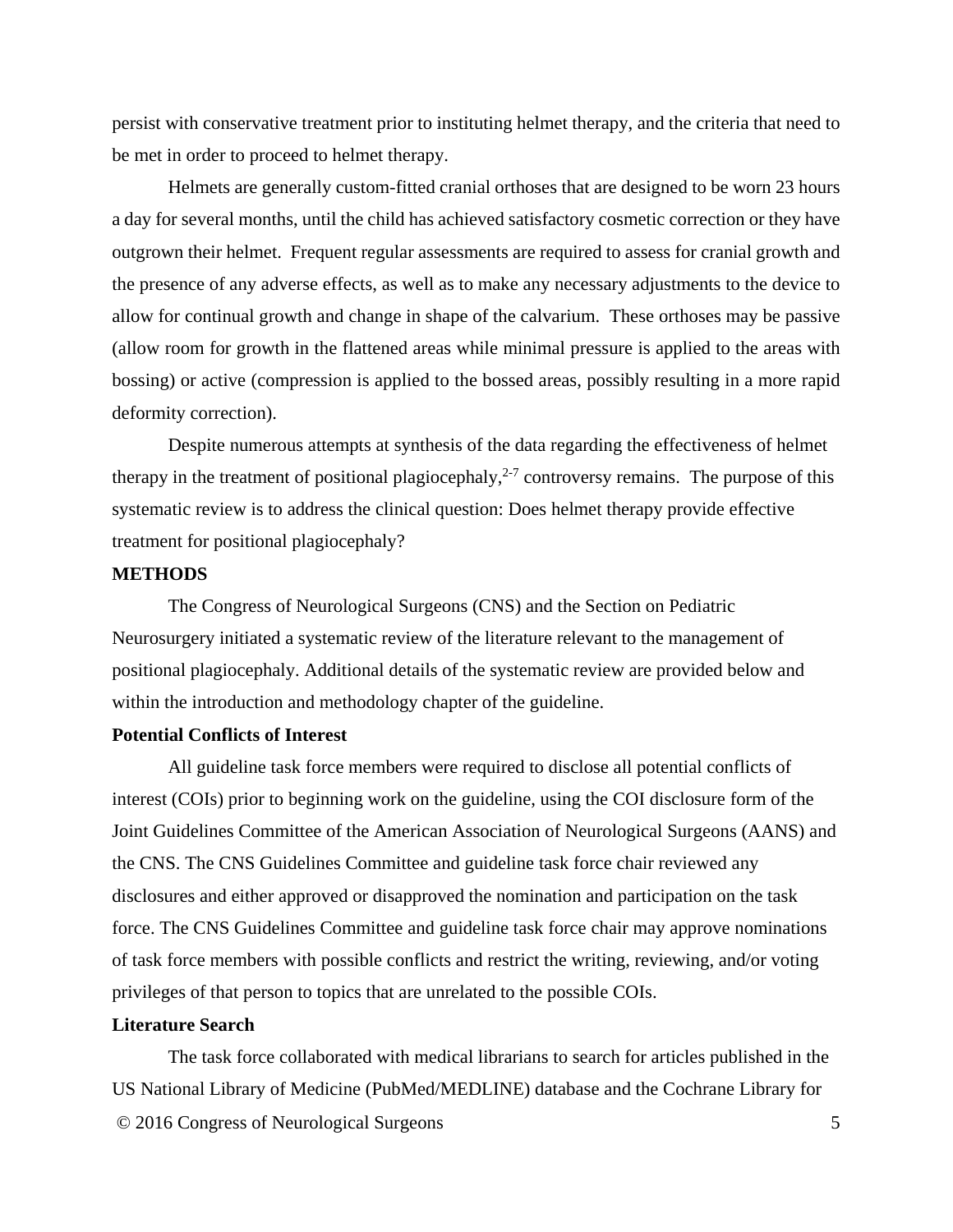persist with conservative treatment prior to instituting helmet therapy, and the criteria that need to be met in order to proceed to helmet therapy.

Helmets are generally custom-fitted cranial orthoses that are designed to be worn 23 hours a day for several months, until the child has achieved satisfactory cosmetic correction or they have outgrown their helmet. Frequent regular assessments are required to assess for cranial growth and the presence of any adverse effects, as well as to make any necessary adjustments to the device to allow for continual growth and change in shape of the calvarium. These orthoses may be passive (allow room for growth in the flattened areas while minimal pressure is applied to the areas with bossing) or active (compression is applied to the bossed areas, possibly resulting in a more rapid deformity correction).

Despite numerous attempts at synthesis of the data regarding the effectiveness of helmet therapy in the treatment of positional plagiocephaly,[2-7] controversy remains. The purpose of this systematic review is to address the clinical question: Does helmet therapy provide effective treatment for positional plagiocephaly?

## METHODS

The Congress of Neurological Surgeons (CNS) and the Section on Pediatric Neurosurgery initiated a systematic review of the literature relevant to the management of positional plagiocephaly. Additional details of the systematic review are provided below and within the introduction and methodology chapter of the guideline.

### Potential Conflicts of Interest

All guideline task force members were required to disclose all potential conflicts of interest (COIs) prior to beginning work on the guideline, using the COI disclosure form of the Joint Guidelines Committee of the American Association of Neurological Surgeons (AANS) and the CNS. The CNS Guidelines Committee and guideline task force chair reviewed any disclosures and either approved or disapproved the nomination and participation on the task force. The CNS Guidelines Committee and guideline task force chair may approve nominations of task force members with possible conflicts and restrict the writing, reviewing, and/or voting privileges of that person to topics that are unrelated to the possible COIs.

### Literature Search

The task force collaborated with medical librarians to search for articles published in the US National Library of Medicine (PubMed/MEDLINE) database and the Cochrane Library for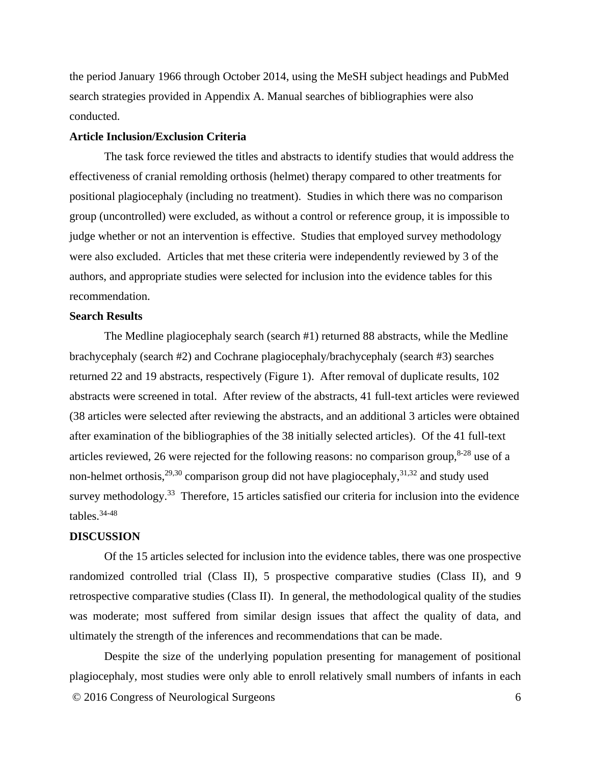the period January 1966 through October 2014, using the MeSH subject headings and PubMed search strategies provided in Appendix A. Manual searches of bibliographies were also conducted.

**Article Inclusion/Exclusion Criteria**

The task force reviewed the titles and abstracts to identify studies that would address the effectiveness of cranial remolding orthosis (helmet) therapy compared to other treatments for positional plagiocephaly (including no treatment). Studies in which there was no comparison group (uncontrolled) were excluded, as without a control or reference group, it is impossible to judge whether or not an intervention is effective. Studies that employed survey methodology were also excluded. Articles that met these criteria were independently reviewed by 3 of the authors, and appropriate studies were selected for inclusion into the evidence tables for this recommendation.

**Search Results**

The Medline plagiocephaly search (search #1) returned 88 abstracts, while the Medline brachycephaly (search #2) and Cochrane plagiocephaly/brachycephaly (search #3) searches returned 22 and 19 abstracts, respectively (Figure 1). After removal of duplicate results, 102 abstracts were screened in total. After review of the abstracts, 41 full-text articles were reviewed (38 articles were selected after reviewing the abstracts, and an additional 3 articles were obtained after examination of the bibliographies of the 38 initially selected articles). Of the 41 full-text articles reviewed, 26 were rejected for the following reasons: no comparison group,[8-28] use of a non-helmet orthosis,[29,30] comparison group did not have plagiocephaly,[31,32] and study used survey methodology.[33] Therefore, 15 articles satisfied our criteria for inclusion into the evidence tables.[34-48]

**DISCUSSION**

Of the 15 articles selected for inclusion into the evidence tables, there was one prospective randomized controlled trial (Class II), 5 prospective comparative studies (Class II), and 9 retrospective comparative studies (Class II). In general, the methodological quality of the studies was moderate; most suffered from similar design issues that affect the quality of data, and ultimately the strength of the inferences and recommendations that can be made.

Despite the size of the underlying population presenting for management of positional plagiocephaly, most studies were only able to enroll relatively small numbers of infants in each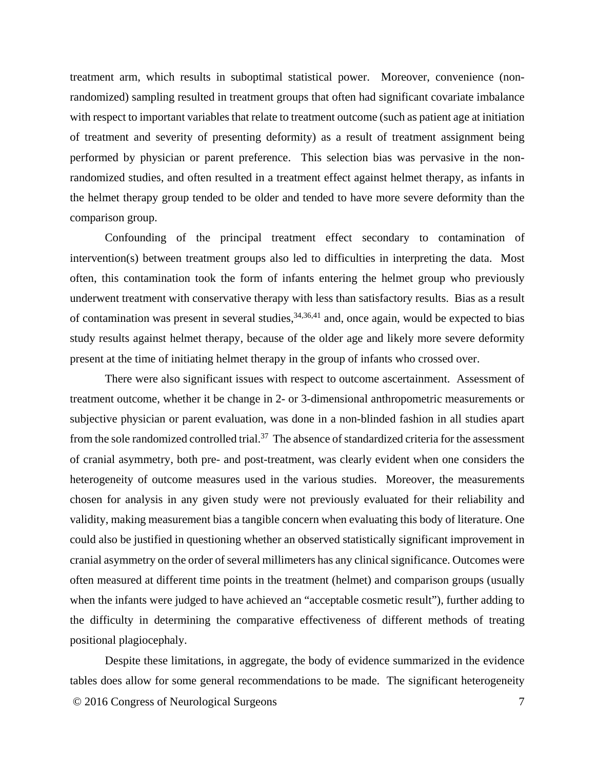treatment arm, which results in suboptimal statistical power. Moreover, convenience (non-randomized) sampling resulted in treatment groups that often had significant covariate imbalance with respect to important variables that relate to treatment outcome (such as patient age at initiation of treatment and severity of presenting deformity) as a result of treatment assignment being performed by physician or parent preference. This selection bias was pervasive in the non-randomized studies, and often resulted in a treatment effect against helmet therapy, as infants in the helmet therapy group tended to be older and tended to have more severe deformity than the comparison group.

Confounding of the principal treatment effect secondary to contamination of intervention(s) between treatment groups also led to difficulties in interpreting the data. Most often, this contamination took the form of infants entering the helmet group who previously underwent treatment with conservative therapy with less than satisfactory results. Bias as a result of contamination was present in several studies,[34,36,41] and, once again, would be expected to bias study results against helmet therapy, because of the older age and likely more severe deformity present at the time of initiating helmet therapy in the group of infants who crossed over.

There were also significant issues with respect to outcome ascertainment. Assessment of treatment outcome, whether it be change in 2- or 3-dimensional anthropometric measurements or subjective physician or parent evaluation, was done in a non-blinded fashion in all studies apart from the sole randomized controlled trial.[37] The absence of standardized criteria for the assessment of cranial asymmetry, both pre- and post-treatment, was clearly evident when one considers the heterogeneity of outcome measures used in the various studies. Moreover, the measurements chosen for analysis in any given study were not previously evaluated for their reliability and validity, making measurement bias a tangible concern when evaluating this body of literature. One could also be justified in questioning whether an observed statistically significant improvement in cranial asymmetry on the order of several millimeters has any clinical significance. Outcomes were often measured at different time points in the treatment (helmet) and comparison groups (usually when the infants were judged to have achieved an "acceptable cosmetic result"), further adding to the difficulty in determining the comparative effectiveness of different methods of treating positional plagiocephaly.

Despite these limitations, in aggregate, the body of evidence summarized in the evidence tables does allow for some general recommendations to be made. The significant heterogeneity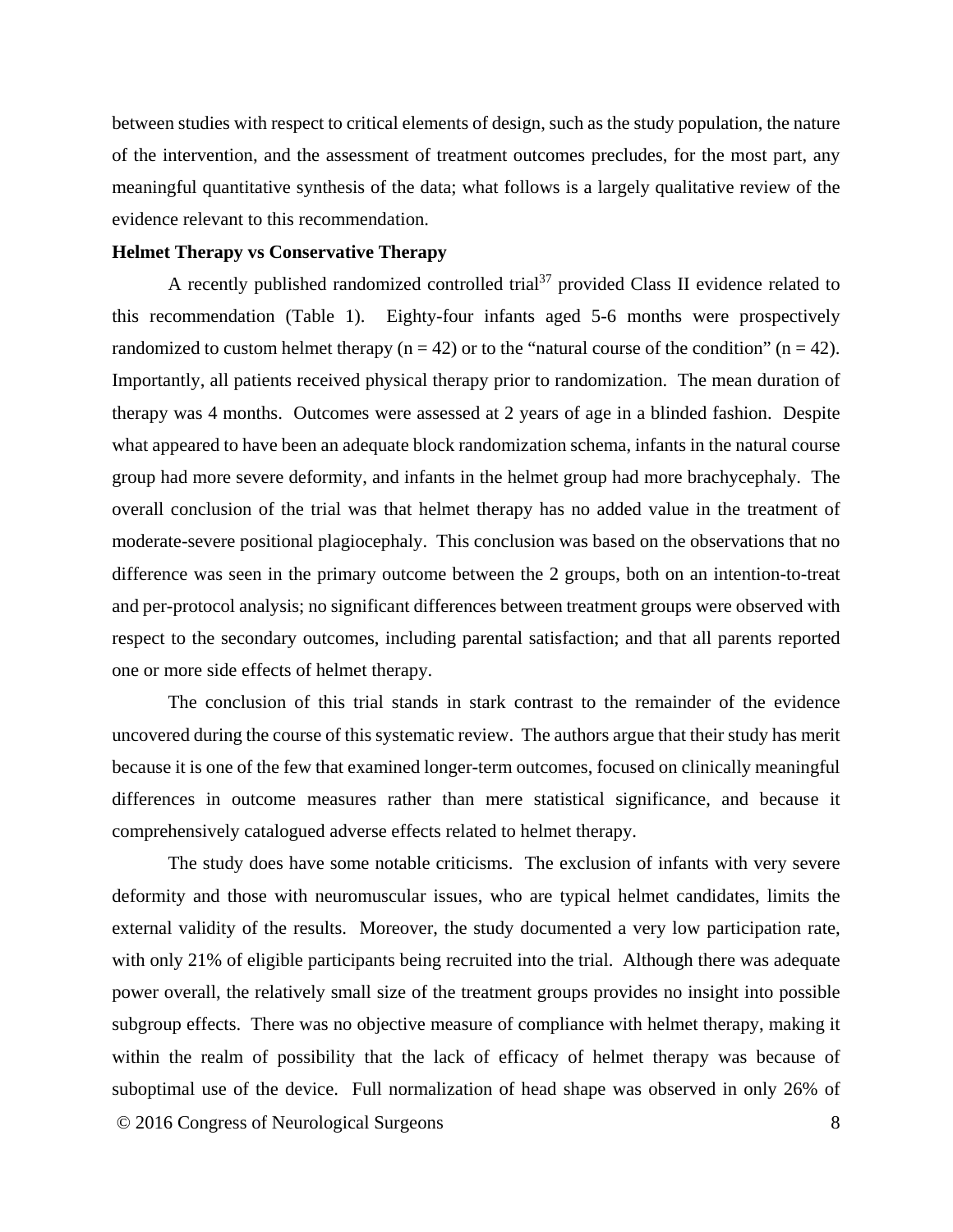between studies with respect to critical elements of design, such as the study population, the nature of the intervention, and the assessment of treatment outcomes precludes, for the most part, any meaningful quantitative synthesis of the data; what follows is a largely qualitative review of the evidence relevant to this recommendation.

**Helmet Therapy vs Conservative Therapy**

A recently published randomized controlled trial[37] provided Class II evidence related to this recommendation (Table 1). Eighty-four infants aged 5-6 months were prospectively randomized to custom helmet therapy (n = 42) or to the "natural course of the condition" (n = 42). Importantly, all patients received physical therapy prior to randomization. The mean duration of therapy was 4 months. Outcomes were assessed at 2 years of age in a blinded fashion. Despite what appeared to have been an adequate block randomization schema, infants in the natural course group had more severe deformity, and infants in the helmet group had more brachycephaly. The overall conclusion of the trial was that helmet therapy has no added value in the treatment of moderate-severe positional plagiocephaly. This conclusion was based on the observations that no difference was seen in the primary outcome between the 2 groups, both on an intention-to-treat and per-protocol analysis; no significant differences between treatment groups were observed with respect to the secondary outcomes, including parental satisfaction; and that all parents reported one or more side effects of helmet therapy.

The conclusion of this trial stands in stark contrast to the remainder of the evidence uncovered during the course of this systematic review. The authors argue that their study has merit because it is one of the few that examined longer-term outcomes, focused on clinically meaningful differences in outcome measures rather than mere statistical significance, and because it comprehensively catalogued adverse effects related to helmet therapy.

The study does have some notable criticisms. The exclusion of infants with very severe deformity and those with neuromuscular issues, who are typical helmet candidates, limits the external validity of the results. Moreover, the study documented a very low participation rate, with only 21% of eligible participants being recruited into the trial. Although there was adequate power overall, the relatively small size of the treatment groups provides no insight into possible subgroup effects. There was no objective measure of compliance with helmet therapy, making it within the realm of possibility that the lack of efficacy of helmet therapy was because of suboptimal use of the device. Full normalization of head shape was observed in only 26% of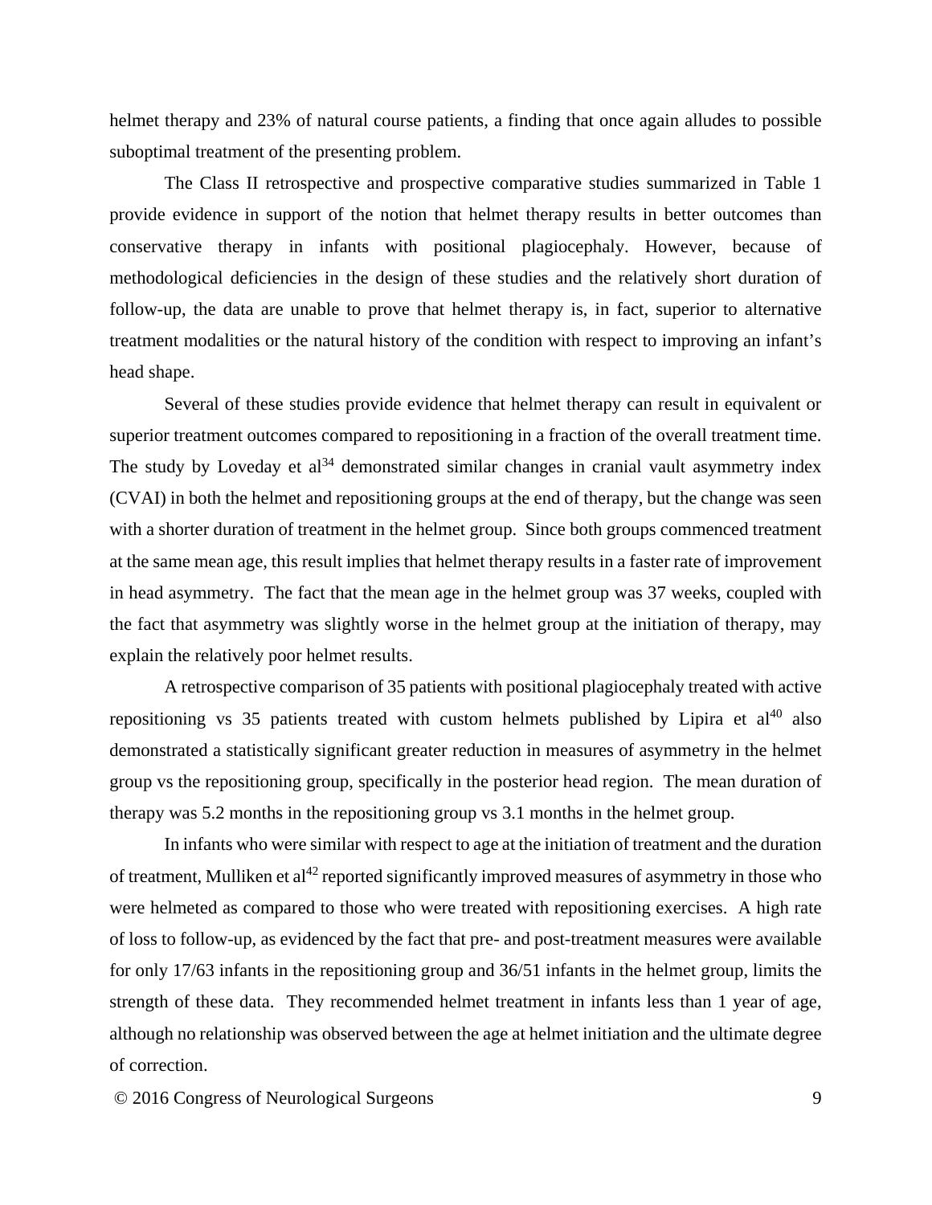helmet therapy and 23% of natural course patients, a finding that once again alludes to possible suboptimal treatment of the presenting problem.

The Class II retrospective and prospective comparative studies summarized in Table 1 provide evidence in support of the notion that helmet therapy results in better outcomes than conservative therapy in infants with positional plagiocephaly. However, because of methodological deficiencies in the design of these studies and the relatively short duration of follow-up, the data are unable to prove that helmet therapy is, in fact, superior to alternative treatment modalities or the natural history of the condition with respect to improving an infant's head shape.

Several of these studies provide evidence that helmet therapy can result in equivalent or superior treatment outcomes compared to repositioning in a fraction of the overall treatment time. The study by Loveday et al[34] demonstrated similar changes in cranial vault asymmetry index (CVAI) in both the helmet and repositioning groups at the end of therapy, but the change was seen with a shorter duration of treatment in the helmet group. Since both groups commenced treatment at the same mean age, this result implies that helmet therapy results in a faster rate of improvement in head asymmetry. The fact that the mean age in the helmet group was 37 weeks, coupled with the fact that asymmetry was slightly worse in the helmet group at the initiation of therapy, may explain the relatively poor helmet results.

A retrospective comparison of 35 patients with positional plagiocephaly treated with active repositioning vs 35 patients treated with custom helmets published by Lipira et al[40] also demonstrated a statistically significant greater reduction in measures of asymmetry in the helmet group vs the repositioning group, specifically in the posterior head region. The mean duration of therapy was 5.2 months in the repositioning group vs 3.1 months in the helmet group.

In infants who were similar with respect to age at the initiation of treatment and the duration of treatment, Mulliken et al[42] reported significantly improved measures of asymmetry in those who were helmeted as compared to those who were treated with repositioning exercises. A high rate of loss to follow-up, as evidenced by the fact that pre- and post-treatment measures were available for only 17/63 infants in the repositioning group and 36/51 infants in the helmet group, limits the strength of these data. They recommended helmet treatment in infants less than 1 year of age, although no relationship was observed between the age at helmet initiation and the ultimate degree of correction.

© 2016 Congress of Neurological Surgeons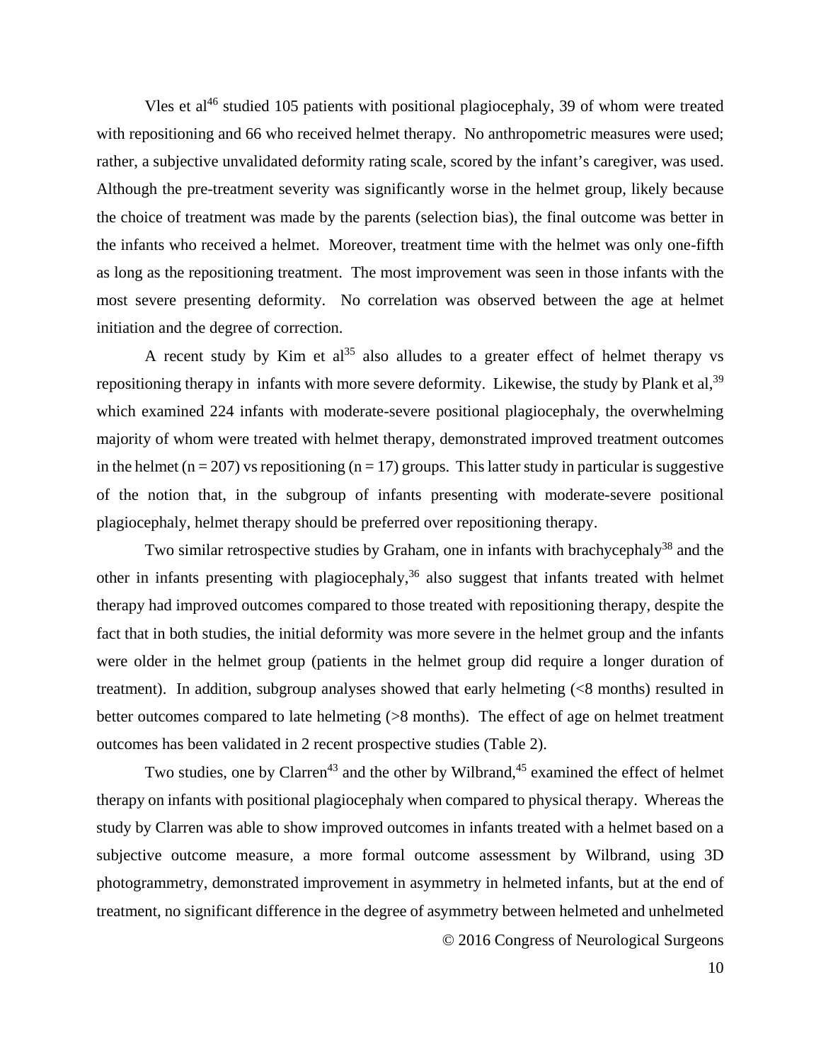Vles et al[46] studied 105 patients with positional plagiocephaly, 39 of whom were treated with repositioning and 66 who received helmet therapy. No anthropometric measures were used; rather, a subjective unvalidated deformity rating scale, scored by the infant's caregiver, was used. Although the pre-treatment severity was significantly worse in the helmet group, likely because the choice of treatment was made by the parents (selection bias), the final outcome was better in the infants who received a helmet. Moreover, treatment time with the helmet was only one-fifth as long as the repositioning treatment. The most improvement was seen in those infants with the most severe presenting deformity. No correlation was observed between the age at helmet initiation and the degree of correction.

A recent study by Kim et al[35] also alludes to a greater effect of helmet therapy vs repositioning therapy in infants with more severe deformity. Likewise, the study by Plank et al,[39] which examined 224 infants with moderate-severe positional plagiocephaly, the overwhelming majority of whom were treated with helmet therapy, demonstrated improved treatment outcomes in the helmet (n = 207) vs repositioning (n = 17) groups. This latter study in particular is suggestive of the notion that, in the subgroup of infants presenting with moderate-severe positional plagiocephaly, helmet therapy should be preferred over repositioning therapy.

Two similar retrospective studies by Graham, one in infants with brachycephaly[38] and the other in infants presenting with plagiocephaly,[36] also suggest that infants treated with helmet therapy had improved outcomes compared to those treated with repositioning therapy, despite the fact that in both studies, the initial deformity was more severe in the helmet group and the infants were older in the helmet group (patients in the helmet group did require a longer duration of treatment). In addition, subgroup analyses showed that early helmeting (<8 months) resulted in better outcomes compared to late helmeting (>8 months). The effect of age on helmet treatment outcomes has been validated in 2 recent prospective studies (Table 2).

Two studies, one by Clarren[43] and the other by Wilbrand,[45] examined the effect of helmet therapy on infants with positional plagiocephaly when compared to physical therapy. Whereas the study by Clarren was able to show improved outcomes in infants treated with a helmet based on a subjective outcome measure, a more formal outcome assessment by Wilbrand, using 3D photogrammetry, demonstrated improvement in asymmetry in helmeted infants, but at the end of treatment, no significant difference in the degree of asymmetry between helmeted and unhelmeted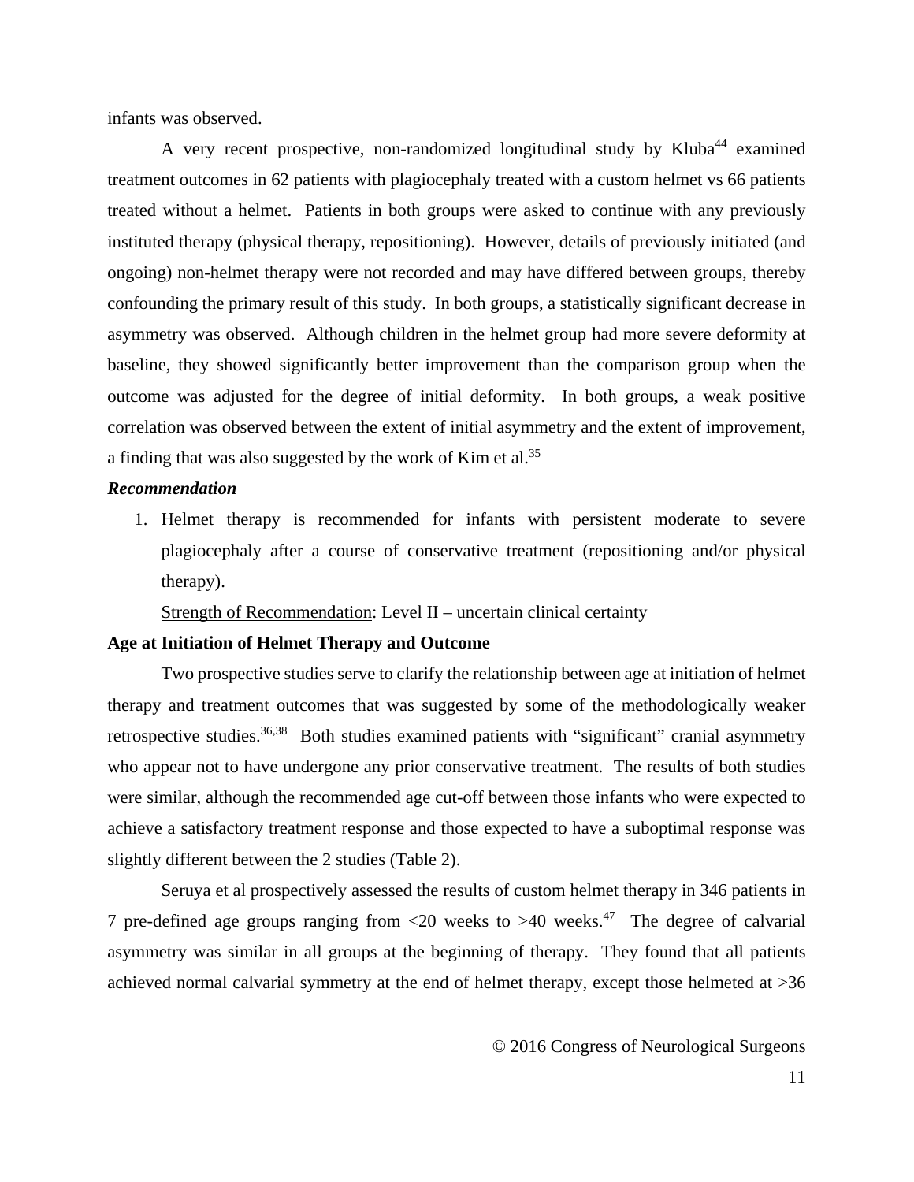infants was observed.

A very recent prospective, non-randomized longitudinal study by Kluba[44] examined treatment outcomes in 62 patients with plagiocephaly treated with a custom helmet vs 66 patients treated without a helmet. Patients in both groups were asked to continue with any previously instituted therapy (physical therapy, repositioning). However, details of previously initiated (and ongoing) non-helmet therapy were not recorded and may have differed between groups, thereby confounding the primary result of this study. In both groups, a statistically significant decrease in asymmetry was observed. Although children in the helmet group had more severe deformity at baseline, they showed significantly better improvement than the comparison group when the outcome was adjusted for the degree of initial deformity. In both groups, a weak positive correlation was observed between the extent of initial asymmetry and the extent of improvement, a finding that was also suggested by the work of Kim et al.[35]

***Recommendation***

1. Helmet therapy is recommended for infants with persistent moderate to severe plagiocephaly after a course of conservative treatment (repositioning and/or physical therapy).

   Strength of Recommendation: Level II – uncertain clinical certainty

**Age at Initiation of Helmet Therapy and Outcome**

Two prospective studies serve to clarify the relationship between age at initiation of helmet therapy and treatment outcomes that was suggested by some of the methodologically weaker retrospective studies.[36,38] Both studies examined patients with "significant" cranial asymmetry who appear not to have undergone any prior conservative treatment. The results of both studies were similar, although the recommended age cut-off between those infants who were expected to achieve a satisfactory treatment response and those expected to have a suboptimal response was slightly different between the 2 studies (Table 2).

Seruya et al prospectively assessed the results of custom helmet therapy in 346 patients in 7 pre-defined age groups ranging from <20 weeks to >40 weeks.[47] The degree of calvarial asymmetry was similar in all groups at the beginning of therapy. They found that all patients achieved normal calvarial symmetry at the end of helmet therapy, except those helmeted at >36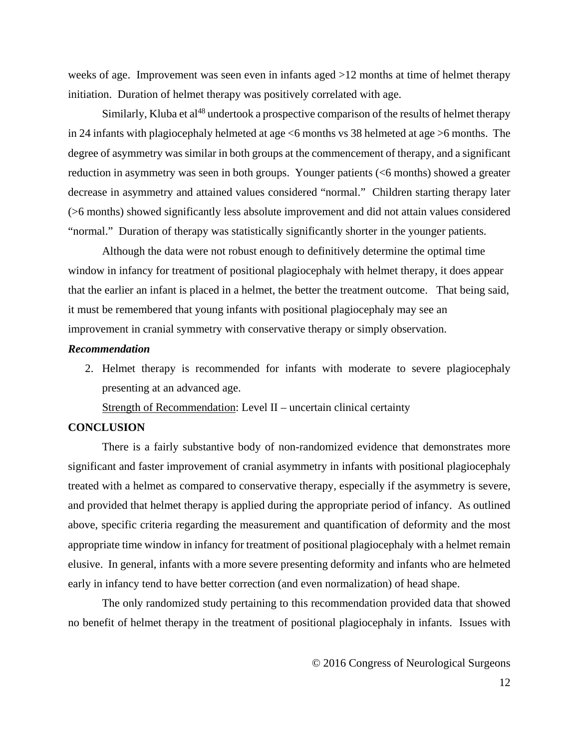weeks of age. Improvement was seen even in infants aged >12 months at time of helmet therapy initiation. Duration of helmet therapy was positively correlated with age.

Similarly, Kluba et al[48] undertook a prospective comparison of the results of helmet therapy in 24 infants with plagiocephaly helmeted at age <6 months vs 38 helmeted at age >6 months. The degree of asymmetry was similar in both groups at the commencement of therapy, and a significant reduction in asymmetry was seen in both groups. Younger patients (<6 months) showed a greater decrease in asymmetry and attained values considered "normal." Children starting therapy later (>6 months) showed significantly less absolute improvement and did not attain values considered "normal." Duration of therapy was statistically significantly shorter in the younger patients.

Although the data were not robust enough to definitively determine the optimal time window in infancy for treatment of positional plagiocephaly with helmet therapy, it does appear that the earlier an infant is placed in a helmet, the better the treatment outcome. That being said, it must be remembered that young infants with positional plagiocephaly may see an improvement in cranial symmetry with conservative therapy or simply observation.

***Recommendation***

2. Helmet therapy is recommended for infants with moderate to severe plagiocephaly presenting at an advanced age.

   Strength of Recommendation: Level II – uncertain clinical certainty

## CONCLUSION

There is a fairly substantive body of non-randomized evidence that demonstrates more significant and faster improvement of cranial asymmetry in infants with positional plagiocephaly treated with a helmet as compared to conservative therapy, especially if the asymmetry is severe, and provided that helmet therapy is applied during the appropriate period of infancy. As outlined above, specific criteria regarding the measurement and quantification of deformity and the most appropriate time window in infancy for treatment of positional plagiocephaly with a helmet remain elusive. In general, infants with a more severe presenting deformity and infants who are helmeted early in infancy tend to have better correction (and even normalization) of head shape.

The only randomized study pertaining to this recommendation provided data that showed no benefit of helmet therapy in the treatment of positional plagiocephaly in infants. Issues with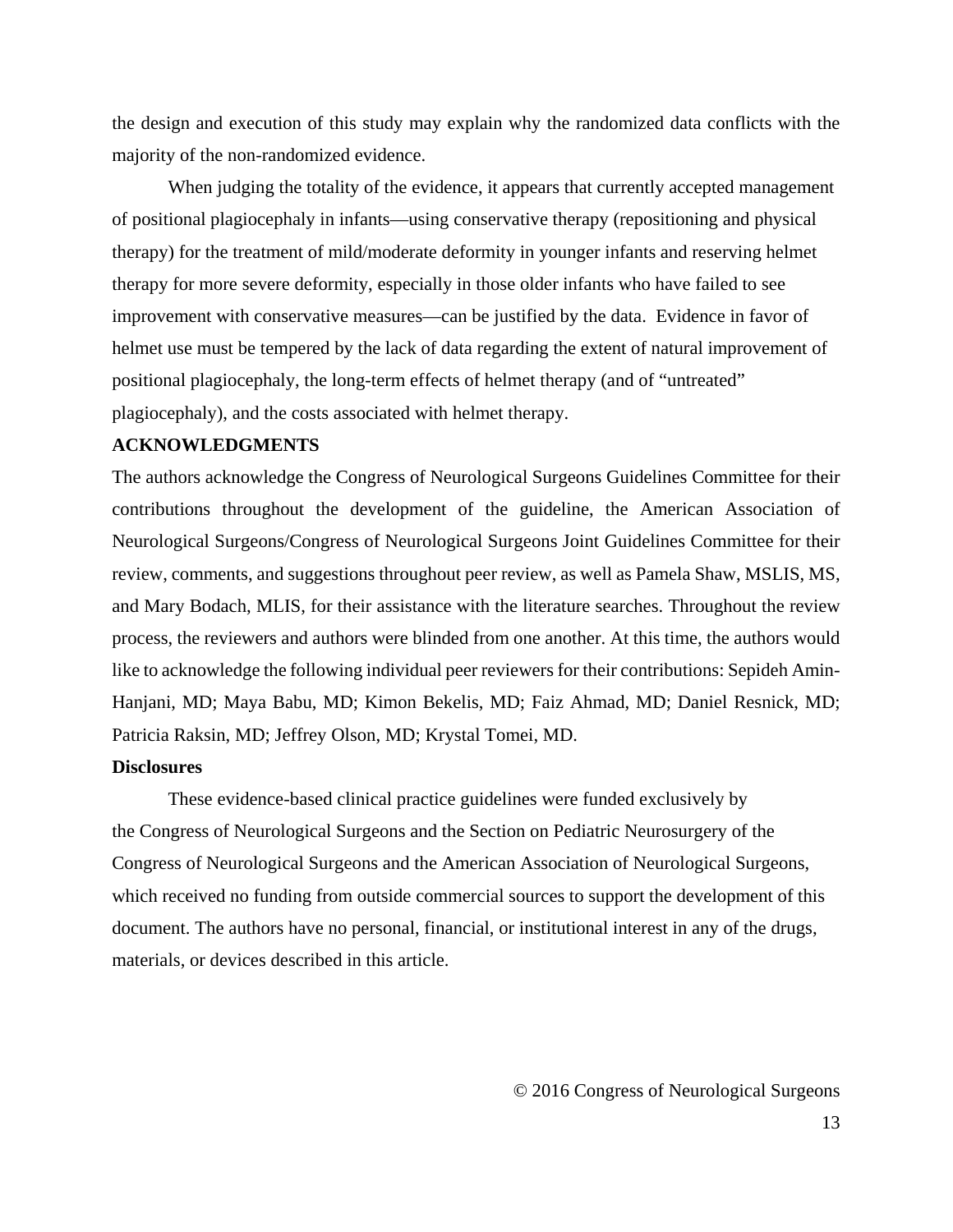the design and execution of this study may explain why the randomized data conflicts with the majority of the non-randomized evidence.

When judging the totality of the evidence, it appears that currently accepted management of positional plagiocephaly in infants—using conservative therapy (repositioning and physical therapy) for the treatment of mild/moderate deformity in younger infants and reserving helmet therapy for more severe deformity, especially in those older infants who have failed to see improvement with conservative measures—can be justified by the data. Evidence in favor of helmet use must be tempered by the lack of data regarding the extent of natural improvement of positional plagiocephaly, the long-term effects of helmet therapy (and of "untreated" plagiocephaly), and the costs associated with helmet therapy.

**ACKNOWLEDGMENTS**

The authors acknowledge the Congress of Neurological Surgeons Guidelines Committee for their contributions throughout the development of the guideline, the American Association of Neurological Surgeons/Congress of Neurological Surgeons Joint Guidelines Committee for their review, comments, and suggestions throughout peer review, as well as Pamela Shaw, MSLIS, MS, and Mary Bodach, MLIS, for their assistance with the literature searches. Throughout the review process, the reviewers and authors were blinded from one another. At this time, the authors would like to acknowledge the following individual peer reviewers for their contributions: Sepideh Amin-Hanjani, MD; Maya Babu, MD; Kimon Bekelis, MD; Faiz Ahmad, MD; Daniel Resnick, MD; Patricia Raksin, MD; Jeffrey Olson, MD; Krystal Tomei, MD.

**Disclosures**

These evidence-based clinical practice guidelines were funded exclusively by the Congress of Neurological Surgeons and the Section on Pediatric Neurosurgery of the Congress of Neurological Surgeons and the American Association of Neurological Surgeons, which received no funding from outside commercial sources to support the development of this document. The authors have no personal, financial, or institutional interest in any of the drugs, materials, or devices described in this article.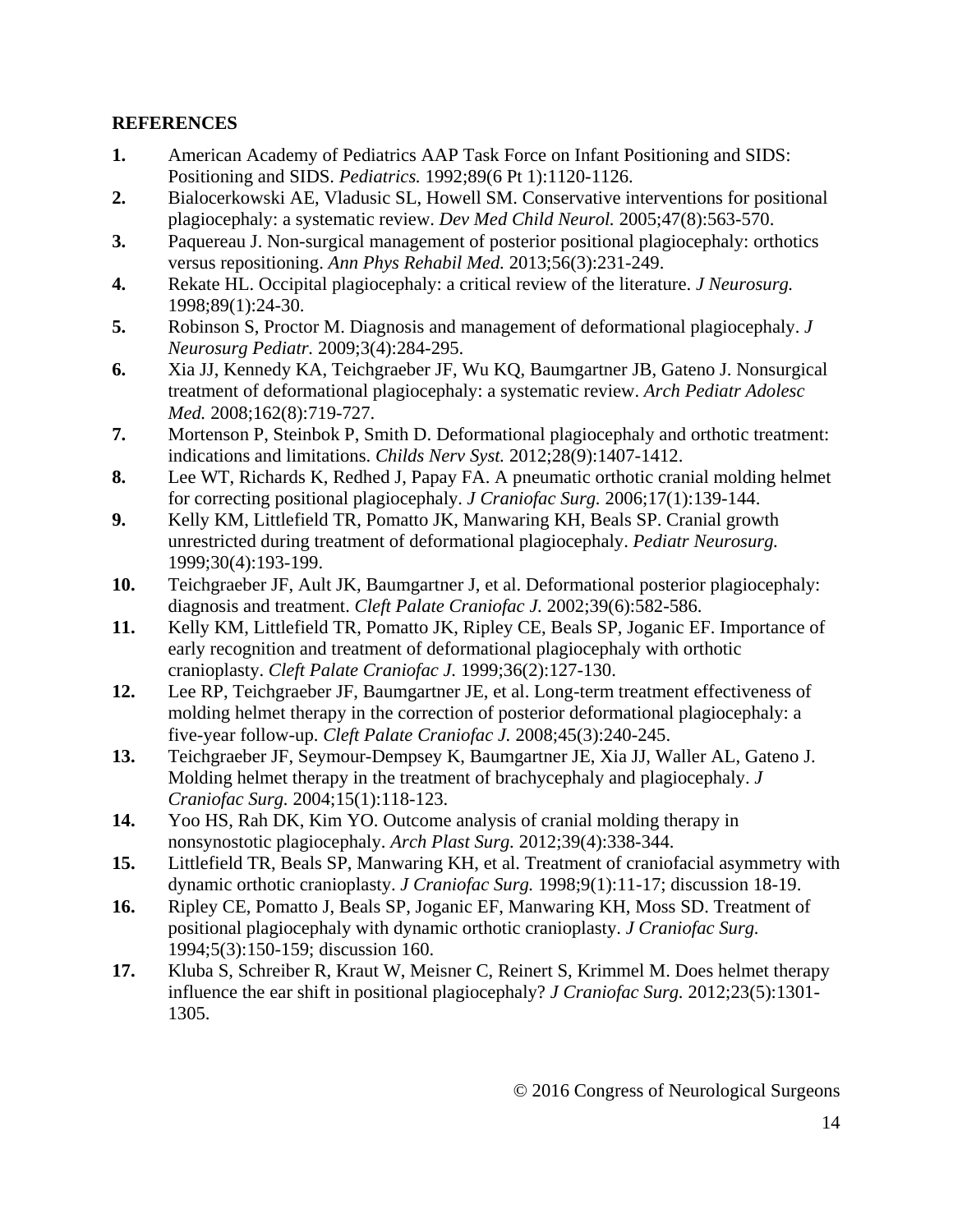## REFERENCES

1. American Academy of Pediatrics AAP Task Force on Infant Positioning and SIDS: Positioning and SIDS. *Pediatrics.* 1992;89(6 Pt 1):1120-1126.
2. Bialocerkowski AE, Vladusic SL, Howell SM. Conservative interventions for positional plagiocephaly: a systematic review. *Dev Med Child Neurol.* 2005;47(8):563-570.
3. Paquereau J. Non-surgical management of posterior positional plagiocephaly: orthotics versus repositioning. *Ann Phys Rehabil Med.* 2013;56(3):231-249.
4. Rekate HL. Occipital plagiocephaly: a critical review of the literature. *J Neurosurg.* 1998;89(1):24-30.
5. Robinson S, Proctor M. Diagnosis and management of deformational plagiocephaly. *J Neurosurg Pediatr.* 2009;3(4):284-295.
6. Xia JJ, Kennedy KA, Teichgraeber JF, Wu KQ, Baumgartner JB, Gateno J. Nonsurgical treatment of deformational plagiocephaly: a systematic review. *Arch Pediatr Adolesc Med.* 2008;162(8):719-727.
7. Mortenson P, Steinbok P, Smith D. Deformational plagiocephaly and orthotic treatment: indications and limitations. *Childs Nerv Syst.* 2012;28(9):1407-1412.
8. Lee WT, Richards K, Redhed J, Papay FA. A pneumatic orthotic cranial molding helmet for correcting positional plagiocephaly. *J Craniofac Surg.* 2006;17(1):139-144.
9. Kelly KM, Littlefield TR, Pomatto JK, Manwaring KH, Beals SP. Cranial growth unrestricted during treatment of deformational plagiocephaly. *Pediatr Neurosurg.* 1999;30(4):193-199.
10. Teichgraeber JF, Ault JK, Baumgartner J, et al. Deformational posterior plagiocephaly: diagnosis and treatment. *Cleft Palate Craniofac J.* 2002;39(6):582-586.
11. Kelly KM, Littlefield TR, Pomatto JK, Ripley CE, Beals SP, Joganic EF. Importance of early recognition and treatment of deformational plagiocephaly with orthotic cranioplasty. *Cleft Palate Craniofac J.* 1999;36(2):127-130.
12. Lee RP, Teichgraeber JF, Baumgartner JE, et al. Long-term treatment effectiveness of molding helmet therapy in the correction of posterior deformational plagiocephaly: a five-year follow-up. *Cleft Palate Craniofac J.* 2008;45(3):240-245.
13. Teichgraeber JF, Seymour-Dempsey K, Baumgartner JE, Xia JJ, Waller AL, Gateno J. Molding helmet therapy in the treatment of brachycephaly and plagiocephaly. *J Craniofac Surg.* 2004;15(1):118-123.
14. Yoo HS, Rah DK, Kim YO. Outcome analysis of cranial molding therapy in nonsynostotic plagiocephaly. *Arch Plast Surg.* 2012;39(4):338-344.
15. Littlefield TR, Beals SP, Manwaring KH, et al. Treatment of craniofacial asymmetry with dynamic orthotic cranioplasty. *J Craniofac Surg.* 1998;9(1):11-17; discussion 18-19.
16. Ripley CE, Pomatto J, Beals SP, Joganic EF, Manwaring KH, Moss SD. Treatment of positional plagiocephaly with dynamic orthotic cranioplasty. *J Craniofac Surg.* 1994;5(3):150-159; discussion 160.
17. Kluba S, Schreiber R, Kraut W, Meisner C, Reinert S, Krimmel M. Does helmet therapy influence the ear shift in positional plagiocephaly? *J Craniofac Surg.* 2012;23(5):1301-1305.

© 2016 Congress of Neurological Surgeons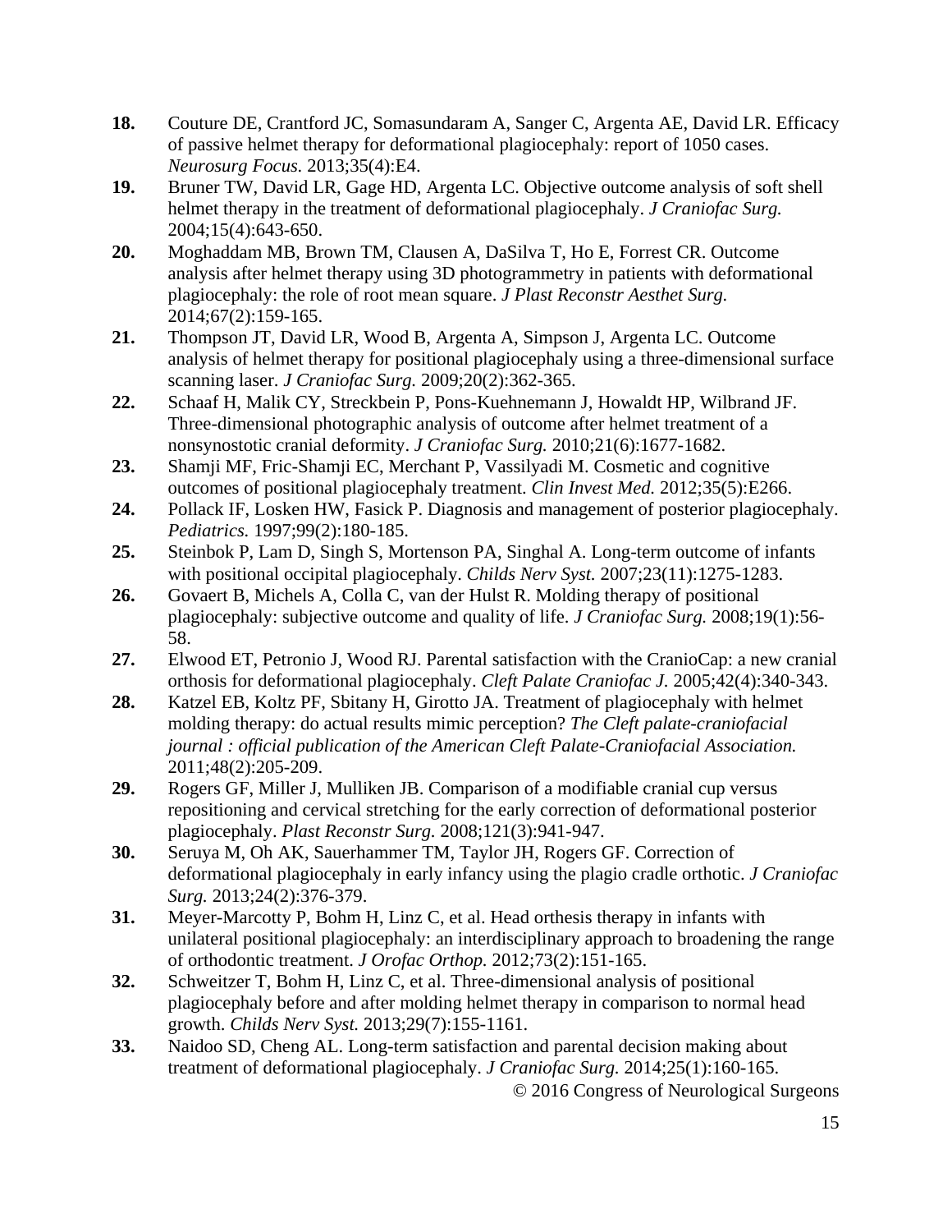18. Couture DE, Crantford JC, Somasundaram A, Sanger C, Argenta AE, David LR. Efficacy of passive helmet therapy for deformational plagiocephaly: report of 1050 cases. *Neurosurg Focus.* 2013;35(4):E4.
19. Bruner TW, David LR, Gage HD, Argenta LC. Objective outcome analysis of soft shell helmet therapy in the treatment of deformational plagiocephaly. *J Craniofac Surg.* 2004;15(4):643-650.
20. Moghaddam MB, Brown TM, Clausen A, DaSilva T, Ho E, Forrest CR. Outcome analysis after helmet therapy using 3D photogrammetry in patients with deformational plagiocephaly: the role of root mean square. *J Plast Reconstr Aesthet Surg.* 2014;67(2):159-165.
21. Thompson JT, David LR, Wood B, Argenta A, Simpson J, Argenta LC. Outcome analysis of helmet therapy for positional plagiocephaly using a three-dimensional surface scanning laser. *J Craniofac Surg.* 2009;20(2):362-365.
22. Schaaf H, Malik CY, Streckbein P, Pons-Kuehnemann J, Howaldt HP, Wilbrand JF. Three-dimensional photographic analysis of outcome after helmet treatment of a nonsynostotic cranial deformity. *J Craniofac Surg.* 2010;21(6):1677-1682.
23. Shamji MF, Fric-Shamji EC, Merchant P, Vassilyadi M. Cosmetic and cognitive outcomes of positional plagiocephaly treatment. *Clin Invest Med.* 2012;35(5):E266.
24. Pollack IF, Losken HW, Fasick P. Diagnosis and management of posterior plagiocephaly. *Pediatrics.* 1997;99(2):180-185.
25. Steinbok P, Lam D, Singh S, Mortenson PA, Singhal A. Long-term outcome of infants with positional occipital plagiocephaly. *Childs Nerv Syst.* 2007;23(11):1275-1283.
26. Govaert B, Michels A, Colla C, van der Hulst R. Molding therapy of positional plagiocephaly: subjective outcome and quality of life. *J Craniofac Surg.* 2008;19(1):56-58.
27. Elwood ET, Petronio J, Wood RJ. Parental satisfaction with the CranioCap: a new cranial orthosis for deformational plagiocephaly. *Cleft Palate Craniofac J.* 2005;42(4):340-343.
28. Katzel EB, Koltz PF, Sbitany H, Girotto JA. Treatment of plagiocephaly with helmet molding therapy: do actual results mimic perception? *The Cleft palate-craniofacial journal : official publication of the American Cleft Palate-Craniofacial Association.* 2011;48(2):205-209.
29. Rogers GF, Miller J, Mulliken JB. Comparison of a modifiable cranial cup versus repositioning and cervical stretching for the early correction of deformational posterior plagiocephaly. *Plast Reconstr Surg.* 2008;121(3):941-947.
30. Seruya M, Oh AK, Sauerhammer TM, Taylor JH, Rogers GF. Correction of deformational plagiocephaly in early infancy using the plagio cradle orthotic. *J Craniofac Surg.* 2013;24(2):376-379.
31. Meyer-Marcotty P, Bohm H, Linz C, et al. Head orthesis therapy in infants with unilateral positional plagiocephaly: an interdisciplinary approach to broadening the range of orthodontic treatment. *J Orofac Orthop.* 2012;73(2):151-165.
32. Schweitzer T, Bohm H, Linz C, et al. Three-dimensional analysis of positional plagiocephaly before and after molding helmet therapy in comparison to normal head growth. *Childs Nerv Syst.* 2013;29(7):155-1161.
33. Naidoo SD, Cheng AL. Long-term satisfaction and parental decision making about treatment of deformational plagiocephaly. *J Craniofac Surg.* 2014;25(1):160-165.

© 2016 Congress of Neurological Surgeons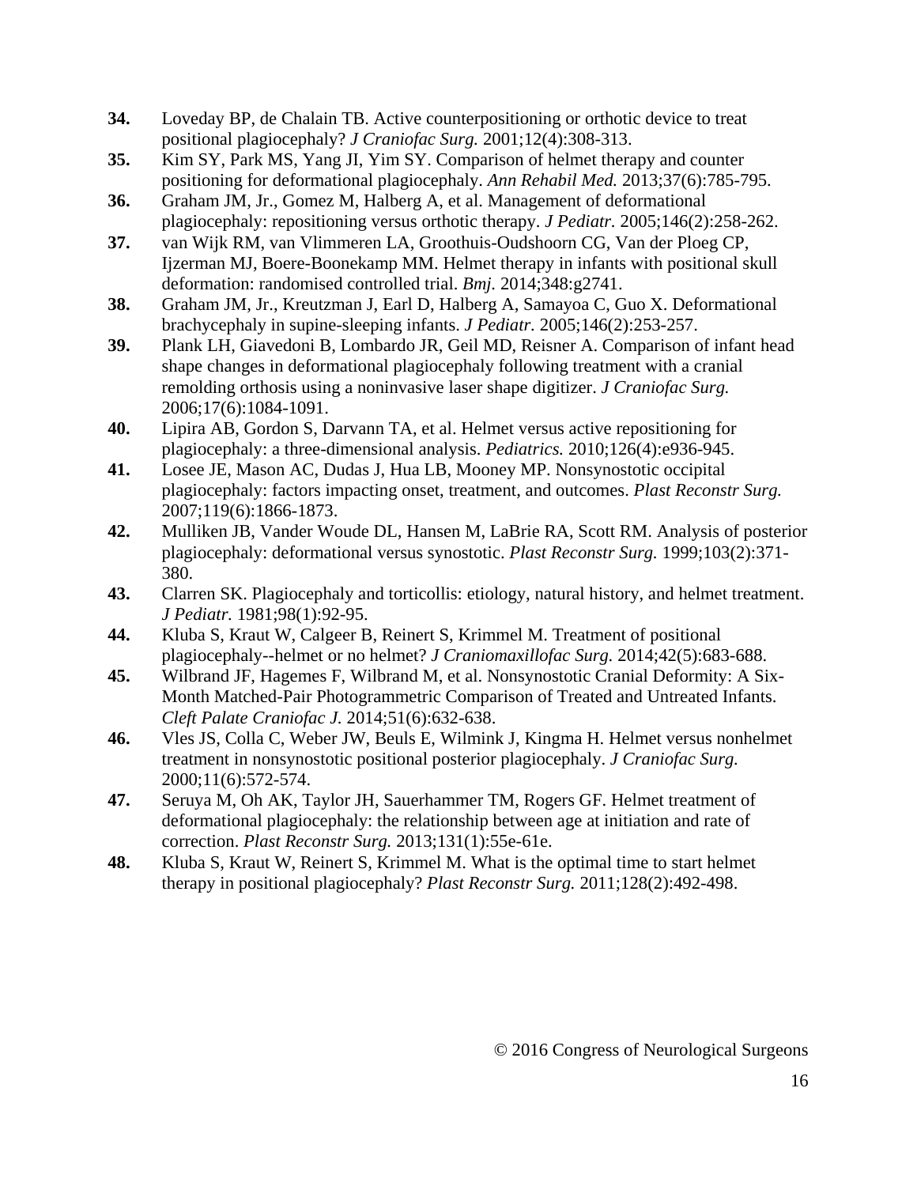**34.** Loveday BP, de Chalain TB. Active counterpositioning or orthotic device to treat positional plagiocephaly? *J Craniofac Surg.* 2001;12(4):308-313.

**35.** Kim SY, Park MS, Yang JI, Yim SY. Comparison of helmet therapy and counter positioning for deformational plagiocephaly. *Ann Rehabil Med.* 2013;37(6):785-795.

**36.** Graham JM, Jr., Gomez M, Halberg A, et al. Management of deformational plagiocephaly: repositioning versus orthotic therapy. *J Pediatr.* 2005;146(2):258-262.

**37.** van Wijk RM, van Vlimmeren LA, Groothuis-Oudshoorn CG, Van der Ploeg CP, Ijzerman MJ, Boere-Boonekamp MM. Helmet therapy in infants with positional skull deformation: randomised controlled trial. *Bmj.* 2014;348:g2741.

**38.** Graham JM, Jr., Kreutzman J, Earl D, Halberg A, Samayoa C, Guo X. Deformational brachycephaly in supine-sleeping infants. *J Pediatr.* 2005;146(2):253-257.

**39.** Plank LH, Giavedoni B, Lombardo JR, Geil MD, Reisner A. Comparison of infant head shape changes in deformational plagiocephaly following treatment with a cranial remolding orthosis using a noninvasive laser shape digitizer. *J Craniofac Surg.* 2006;17(6):1084-1091.

**40.** Lipira AB, Gordon S, Darvann TA, et al. Helmet versus active repositioning for plagiocephaly: a three-dimensional analysis. *Pediatrics.* 2010;126(4):e936-945.

**41.** Losee JE, Mason AC, Dudas J, Hua LB, Mooney MP. Nonsynostotic occipital plagiocephaly: factors impacting onset, treatment, and outcomes. *Plast Reconstr Surg.* 2007;119(6):1866-1873.

**42.** Mulliken JB, Vander Woude DL, Hansen M, LaBrie RA, Scott RM. Analysis of posterior plagiocephaly: deformational versus synostotic. *Plast Reconstr Surg.* 1999;103(2):371-380.

**43.** Clarren SK. Plagiocephaly and torticollis: etiology, natural history, and helmet treatment. *J Pediatr.* 1981;98(1):92-95.

**44.** Kluba S, Kraut W, Calgeer B, Reinert S, Krimmel M. Treatment of positional plagiocephaly--helmet or no helmet? *J Craniomaxillofac Surg.* 2014;42(5):683-688.

**45.** Wilbrand JF, Hagemes F, Wilbrand M, et al. Nonsynostotic Cranial Deformity: A Six-Month Matched-Pair Photogrammetric Comparison of Treated and Untreated Infants. *Cleft Palate Craniofac J.* 2014;51(6):632-638.

**46.** Vles JS, Colla C, Weber JW, Beuls E, Wilmink J, Kingma H. Helmet versus nonhelmet treatment in nonsynostotic positional posterior plagiocephaly. *J Craniofac Surg.* 2000;11(6):572-574.

**47.** Seruya M, Oh AK, Taylor JH, Sauerhammer TM, Rogers GF. Helmet treatment of deformational plagiocephaly: the relationship between age at initiation and rate of correction. *Plast Reconstr Surg.* 2013;131(1):55e-61e.

**48.** Kluba S, Kraut W, Reinert S, Krimmel M. What is the optimal time to start helmet therapy in positional plagiocephaly? *Plast Reconstr Surg.* 2011;128(2):492-498.

© 2016 Congress of Neurological Surgeons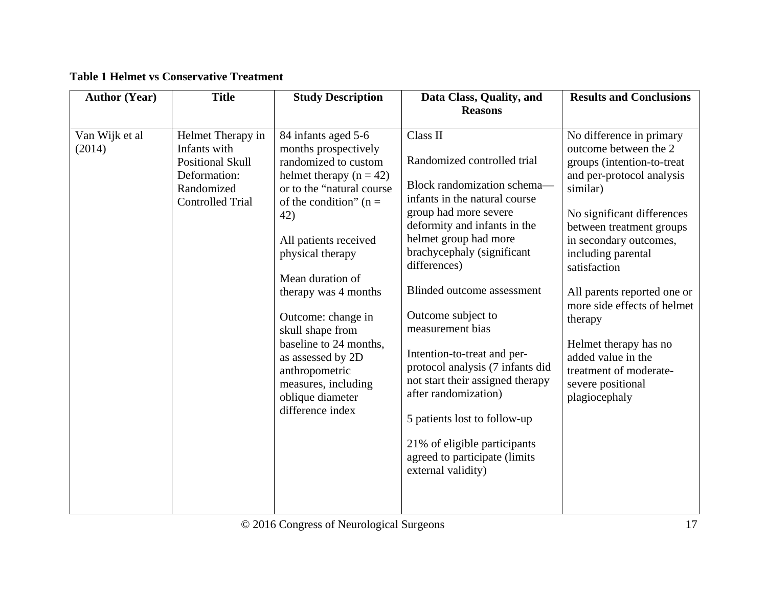**Table 1 Helmet vs Conservative Treatment**

| Author (Year) | Title | Study Description | Data Class, Quality, and Reasons | Results and Conclusions |
|---|---|---|---|---|
| Van Wijk et al (2014) | Helmet Therapy in Infants with Positional Skull Deformation: Randomized Controlled Trial | 84 infants aged 5-6 months prospectively randomized to custom helmet therapy (n = 42) or to the "natural course of the condition" (n = 42)<br><br>All patients received physical therapy<br><br>Mean duration of therapy was 4 months<br><br>Outcome: change in skull shape from baseline to 24 months, as assessed by 2D anthropometric measures, including oblique diameter difference index | Class II<br><br>Randomized controlled trial<br><br>Block randomization schema—infants in the natural course group had more severe deformity and infants in the helmet group had more brachycephaly (significant differences)<br><br>Blinded outcome assessment<br><br>Outcome subject to measurement bias<br><br>Intention-to-treat and per-protocol analysis (7 infants did not start their assigned therapy after randomization)<br><br>5 patients lost to follow-up<br><br>21% of eligible participants agreed to participate (limits external validity) | No difference in primary outcome between the 2 groups (intention-to-treat and per-protocol analysis similar)<br><br>No significant differences between treatment groups in secondary outcomes, including parental satisfaction<br><br>All parents reported one or more side effects of helmet therapy<br><br>Helmet therapy has no added value in the treatment of moderate-severe positional plagiocephaly |

© 2016 Congress of Neurological Surgeons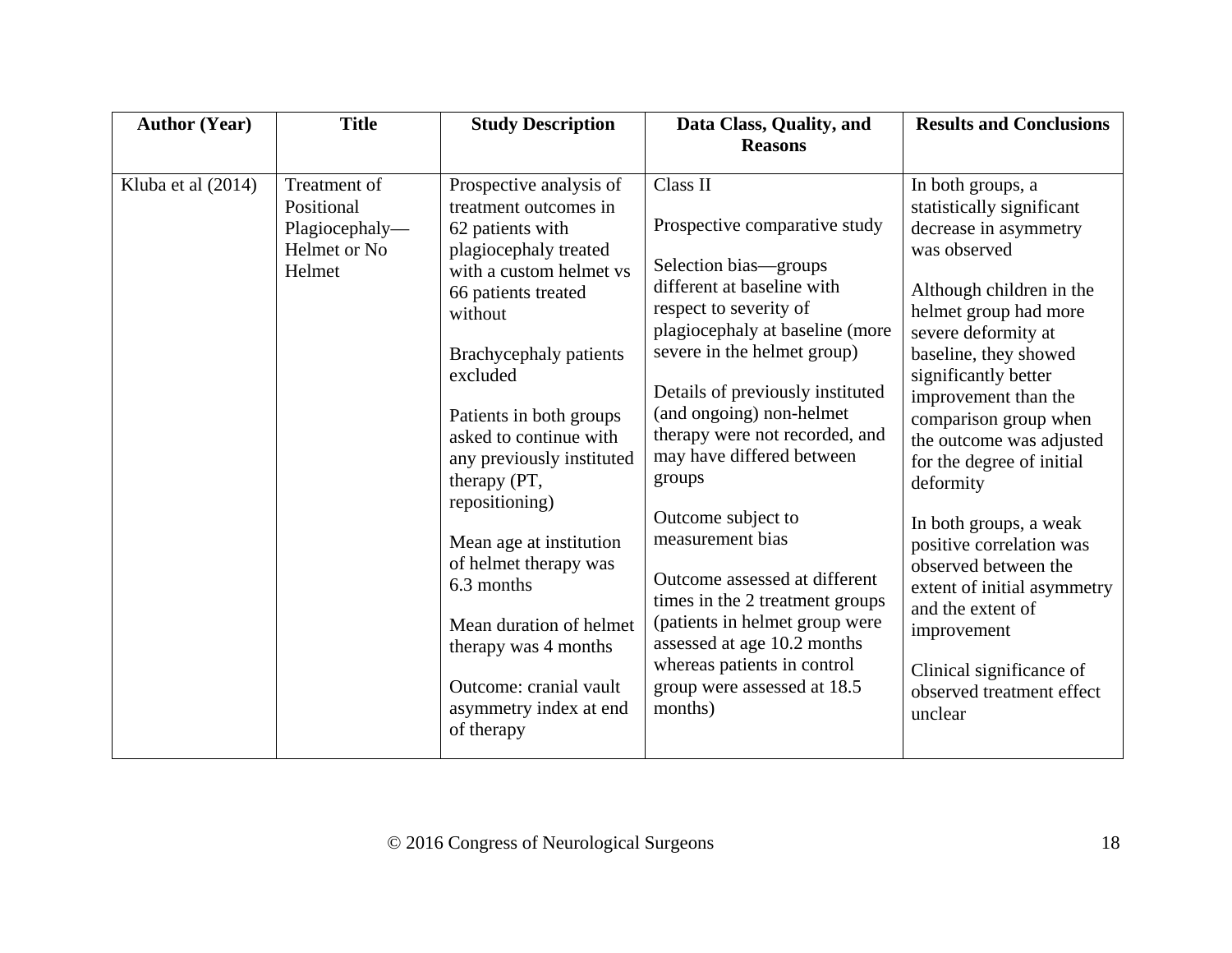| Author (Year) | Title | Study Description | Data Class, Quality, and Reasons | Results and Conclusions |
|---|---|---|---|---|
| Kluba et al (2014) | Treatment of Positional Plagiocephaly—Helmet or No Helmet | Prospective analysis of treatment outcomes in 62 patients with plagiocephaly treated with a custom helmet vs 66 patients treated without<br><br>Brachycephaly patients excluded<br><br>Patients in both groups asked to continue with any previously instituted therapy (PT, repositioning)<br><br>Mean age at institution of helmet therapy was 6.3 months<br><br>Mean duration of helmet therapy was 4 months<br><br>Outcome: cranial vault asymmetry index at end of therapy | Class II<br><br>Prospective comparative study<br><br>Selection bias—groups different at baseline with respect to severity of plagiocephaly at baseline (more severe in the helmet group)<br><br>Details of previously instituted (and ongoing) non-helmet therapy were not recorded, and may have differed between groups<br><br>Outcome subject to measurement bias<br><br>Outcome assessed at different times in the 2 treatment groups (patients in helmet group were assessed at age 10.2 months whereas patients in control group were assessed at 18.5 months) | In both groups, a statistically significant decrease in asymmetry was observed<br><br>Although children in the helmet group had more severe deformity at baseline, they showed significantly better improvement than the comparison group when the outcome was adjusted for the degree of initial deformity<br><br>In both groups, a weak positive correlation was observed between the extent of initial asymmetry and the extent of improvement<br><br>Clinical significance of observed treatment effect unclear |

© 2016 Congress of Neurological Surgeons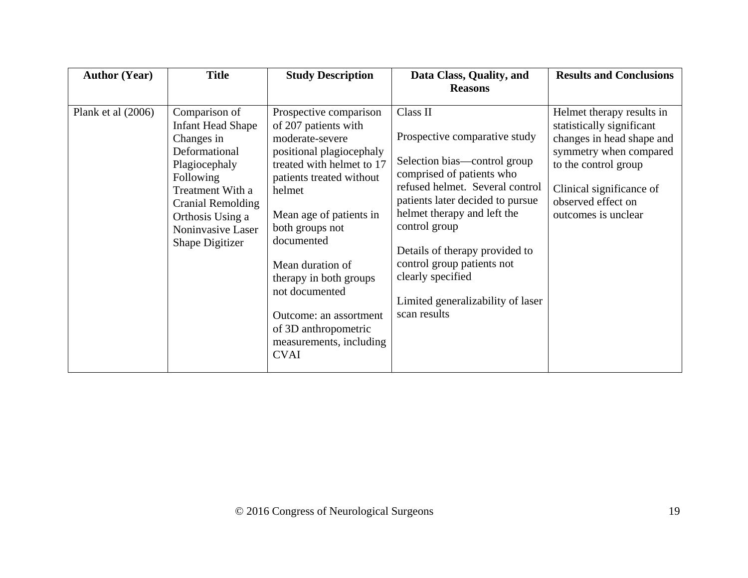| Author (Year) | Title | Study Description | Data Class, Quality, and Reasons | Results and Conclusions |
| --- | --- | --- | --- | --- |
| Plank et al (2006) | Comparison of Infant Head Shape Changes in Deformational Plagiocephaly Following Treatment With a Cranial Remolding Orthosis Using a Noninvasive Laser Shape Digitizer | Prospective comparison of 207 patients with moderate-severe positional plagiocephaly treated with helmet to 17 patients treated without helmet<br><br>Mean age of patients in both groups not documented<br><br>Mean duration of therapy in both groups not documented<br><br>Outcome: an assortment of 3D anthropometric measurements, including CVAI | Class II<br><br>Prospective comparative study<br><br>Selection bias—control group comprised of patients who refused helmet. Several control patients later decided to pursue helmet therapy and left the control group<br><br>Details of therapy provided to control group patients not clearly specified<br><br>Limited generalizability of laser scan results | Helmet therapy results in statistically significant changes in head shape and symmetry when compared to the control group<br><br>Clinical significance of observed effect on outcomes is unclear |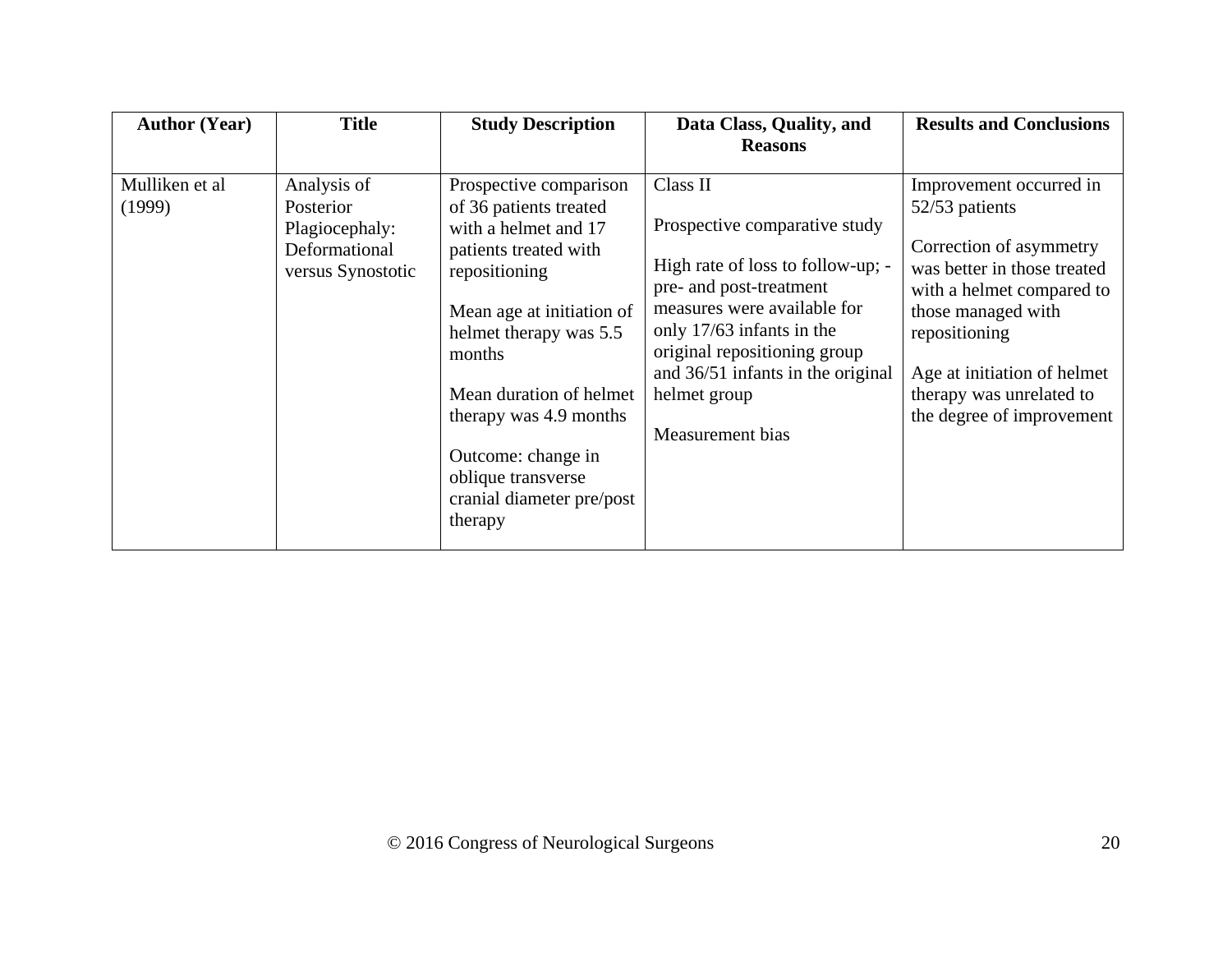| Author (Year) | Title | Study Description | Data Class, Quality, and Reasons | Results and Conclusions |
|---|---|---|---|---|
| Mulliken et al (1999) | Analysis of Posterior Plagiocephaly: Deformational versus Synostotic | Prospective comparison of 36 patients treated with a helmet and 17 patients treated with repositioning<br><br>Mean age at initiation of helmet therapy was 5.5 months<br><br>Mean duration of helmet therapy was 4.9 months<br><br>Outcome: change in oblique transverse cranial diameter pre/post therapy | Class II<br><br>Prospective comparative study<br><br>High rate of loss to follow-up; - pre- and post-treatment measures were available for only 17/63 infants in the original repositioning group and 36/51 infants in the original helmet group<br><br>Measurement bias | Improvement occurred in 52/53 patients<br><br>Correction of asymmetry was better in those treated with a helmet compared to those managed with repositioning<br><br>Age at initiation of helmet therapy was unrelated to the degree of improvement |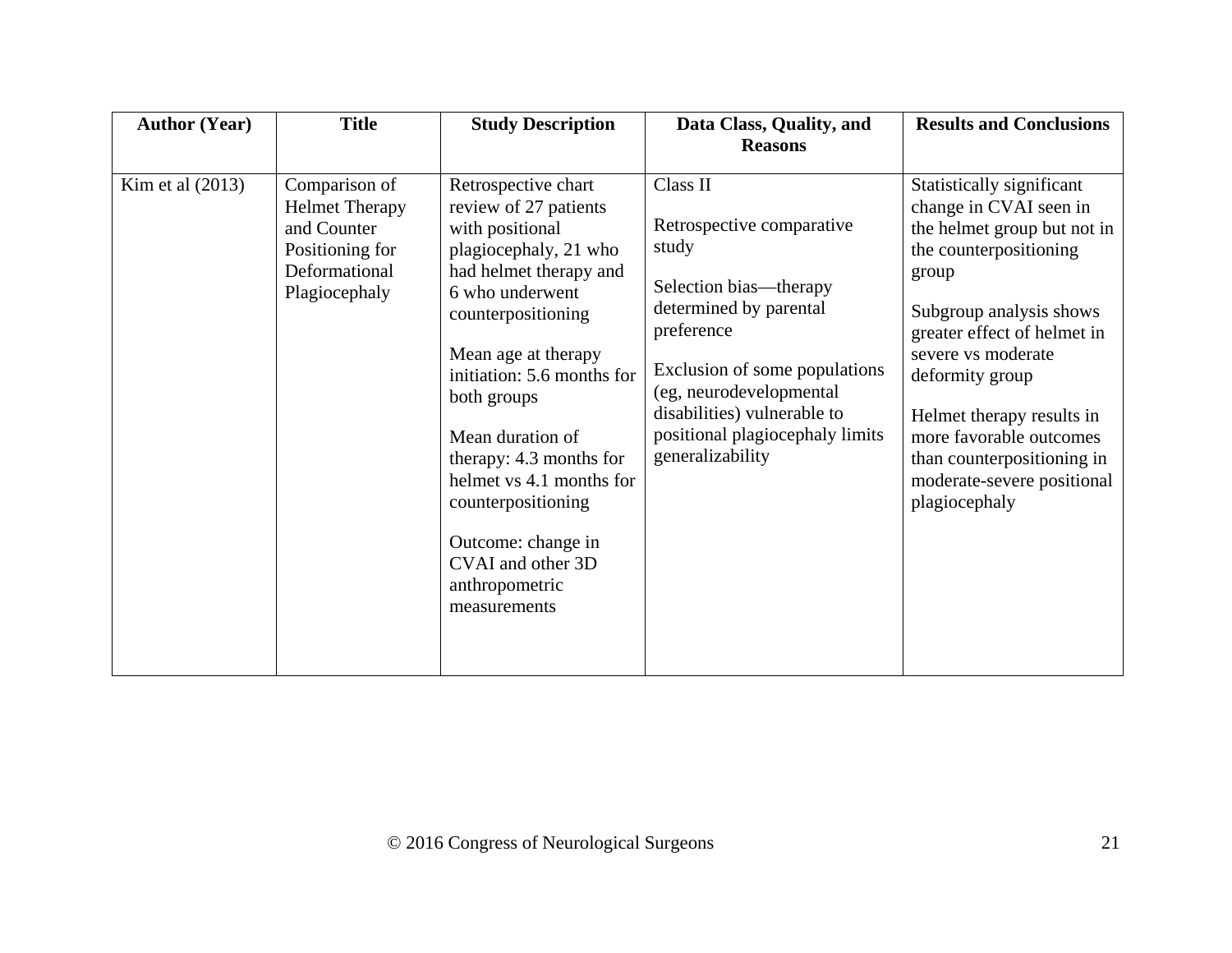| Author (Year) | Title | Study Description | Data Class, Quality, and Reasons | Results and Conclusions |
|---|---|---|---|---|
| Kim et al (2013) | Comparison of Helmet Therapy and Counter Positioning for Deformational Plagiocephaly | Retrospective chart review of 27 patients with positional plagiocephaly, 21 who had helmet therapy and 6 who underwent counterpositioning<br><br>Mean age at therapy initiation: 5.6 months for both groups<br><br>Mean duration of therapy: 4.3 months for helmet vs 4.1 months for counterpositioning<br><br>Outcome: change in CVAI and other 3D anthropometric measurements | Class II<br><br>Retrospective comparative study<br><br>Selection bias—therapy determined by parental preference<br><br>Exclusion of some populations (eg, neurodevelopmental disabilities) vulnerable to positional plagiocephaly limits generalizability | Statistically significant change in CVAI seen in the helmet group but not in the counterpositioning group<br><br>Subgroup analysis shows greater effect of helmet in severe vs moderate deformity group<br><br>Helmet therapy results in more favorable outcomes than counterpositioning in moderate-severe positional plagiocephaly |

© 2016 Congress of Neurological Surgeons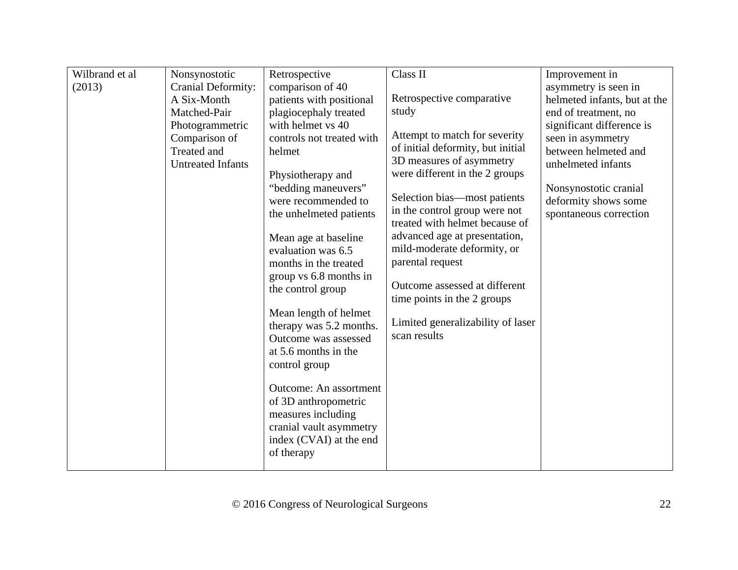| | | | | |
|---|---|---|---|---|
| Wilbrand et al (2013) | Nonsynostotic Cranial Deformity: A Six-Month Matched-Pair Photogrammetric Comparison of Treated and Untreated Infants | Retrospective comparison of 40 patients with positional plagiocephaly treated with helmet vs 40 controls not treated with helmet<br><br>Physiotherapy and "bedding maneuvers" were recommended to the unhelmeted patients<br><br>Mean age at baseline evaluation was 6.5 months in the treated group vs 6.8 months in the control group<br><br>Mean length of helmet therapy was 5.2 months. Outcome was assessed at 5.6 months in the control group<br><br>Outcome: An assortment of 3D anthropometric measures including cranial vault asymmetry index (CVAI) at the end of therapy | Class II<br><br>Retrospective comparative study<br><br>Attempt to match for severity of initial deformity, but initial 3D measures of asymmetry were different in the 2 groups<br><br>Selection bias—most patients in the control group were not treated with helmet because of advanced age at presentation, mild-moderate deformity, or parental request<br><br>Outcome assessed at different time points in the 2 groups<br><br>Limited generalizability of laser scan results | Improvement in asymmetry is seen in helmeted infants, but at the end of treatment, no significant difference is seen in asymmetry between helmeted and unhelmeted infants<br><br>Nonsynostotic cranial deformity shows some spontaneous correction |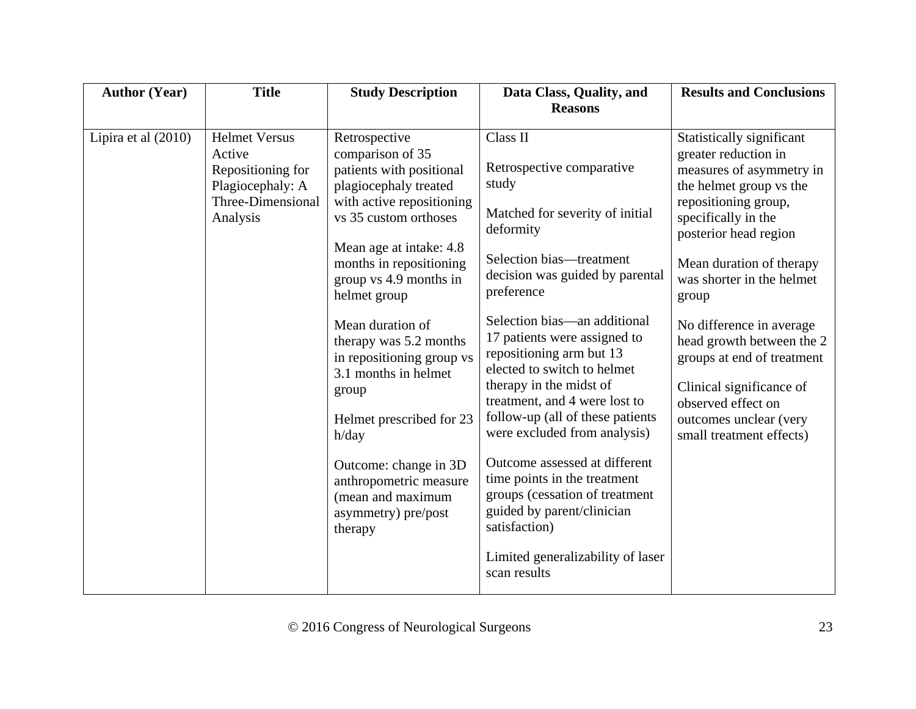| Author (Year) | Title | Study Description | Data Class, Quality, and Reasons | Results and Conclusions |
| --- | --- | --- | --- | --- |
| Lipira et al (2010) | Helmet Versus Active Repositioning for Plagiocephaly: A Three-Dimensional Analysis | Retrospective comparison of 35 patients with positional plagiocephaly treated with active repositioning vs 35 custom orthoses<br><br>Mean age at intake: 4.8 months in repositioning group vs 4.9 months in helmet group<br><br>Mean duration of therapy was 5.2 months in repositioning group vs 3.1 months in helmet group<br><br>Helmet prescribed for 23 h/day<br><br>Outcome: change in 3D anthropometric measure (mean and maximum asymmetry) pre/post therapy | Class II<br><br>Retrospective comparative study<br><br>Matched for severity of initial deformity<br><br>Selection bias—treatment decision was guided by parental preference<br><br>Selection bias—an additional 17 patients were assigned to repositioning arm but 13 elected to switch to helmet therapy in the midst of treatment, and 4 were lost to follow-up (all of these patients were excluded from analysis)<br><br>Outcome assessed at different time points in the treatment groups (cessation of treatment guided by parent/clinician satisfaction)<br><br>Limited generalizability of laser scan results | Statistically significant greater reduction in measures of asymmetry in the helmet group vs the repositioning group, specifically in the posterior head region<br><br>Mean duration of therapy was shorter in the helmet group<br><br>No difference in average head growth between the 2 groups at end of treatment<br><br>Clinical significance of observed effect on outcomes unclear (very small treatment effects) |

© 2016 Congress of Neurological Surgeons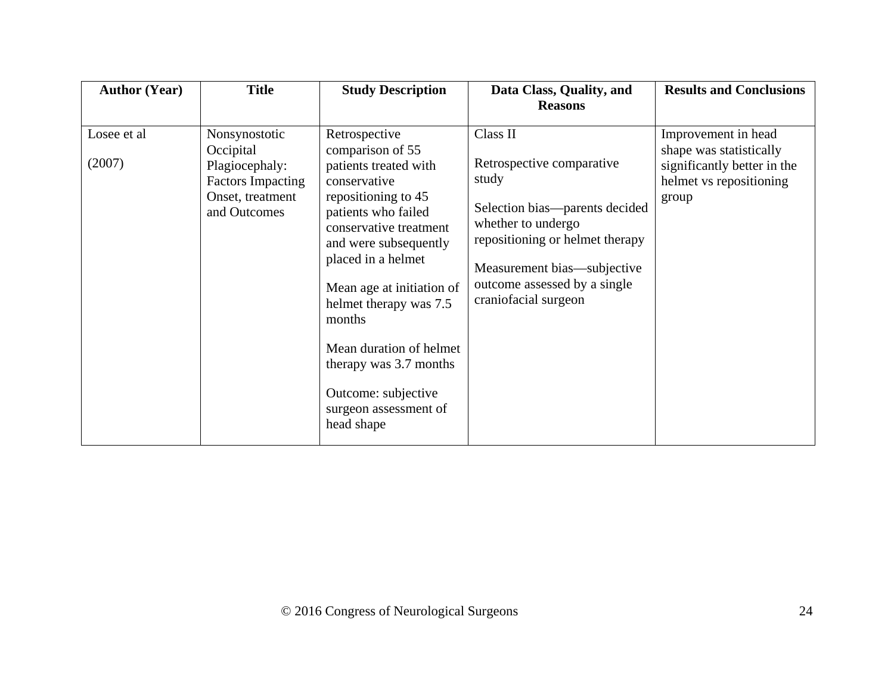| Author (Year) | Title | Study Description | Data Class, Quality, and Reasons | Results and Conclusions |
| --- | --- | --- | --- | --- |
| Losee et al<br><br>(2007) | Nonsynostotic Occipital Plagiocephaly: Factors Impacting Onset, treatment and Outcomes | Retrospective comparison of 55 patients treated with conservative repositioning to 45 patients who failed conservative treatment and were subsequently placed in a helmet<br><br>Mean age at initiation of helmet therapy was 7.5 months<br><br>Mean duration of helmet therapy was 3.7 months<br><br>Outcome: subjective surgeon assessment of head shape | Class II<br><br>Retrospective comparative study<br><br>Selection bias—parents decided whether to undergo repositioning or helmet therapy<br><br>Measurement bias—subjective outcome assessed by a single craniofacial surgeon | Improvement in head shape was statistically significantly better in the helmet vs repositioning group |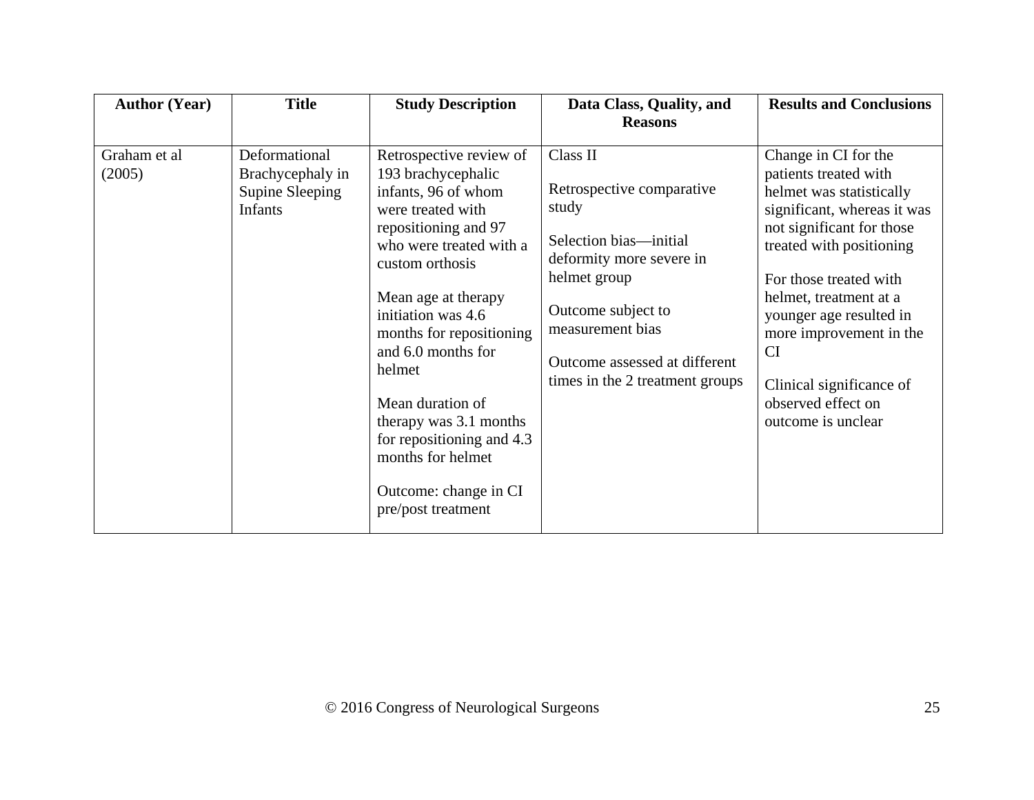| Author (Year) | Title | Study Description | Data Class, Quality, and Reasons | Results and Conclusions |
|---|---|---|---|---|
| Graham et al (2005) | Deformational Brachycephaly in Supine Sleeping Infants | Retrospective review of 193 brachycephalic infants, 96 of whom were treated with repositioning and 97 who were treated with a custom orthosis<br><br>Mean age at therapy initiation was 4.6 months for repositioning and 6.0 months for helmet<br><br>Mean duration of therapy was 3.1 months for repositioning and 4.3 months for helmet<br><br>Outcome: change in CI pre/post treatment | Class II<br><br>Retrospective comparative study<br><br>Selection bias—initial deformity more severe in helmet group<br><br>Outcome subject to measurement bias<br><br>Outcome assessed at different times in the 2 treatment groups | Change in CI for the patients treated with helmet was statistically significant, whereas it was not significant for those treated with positioning<br><br>For those treated with helmet, treatment at a younger age resulted in more improvement in the CI<br><br>Clinical significance of observed effect on outcome is unclear |

© 2016 Congress of Neurological Surgeons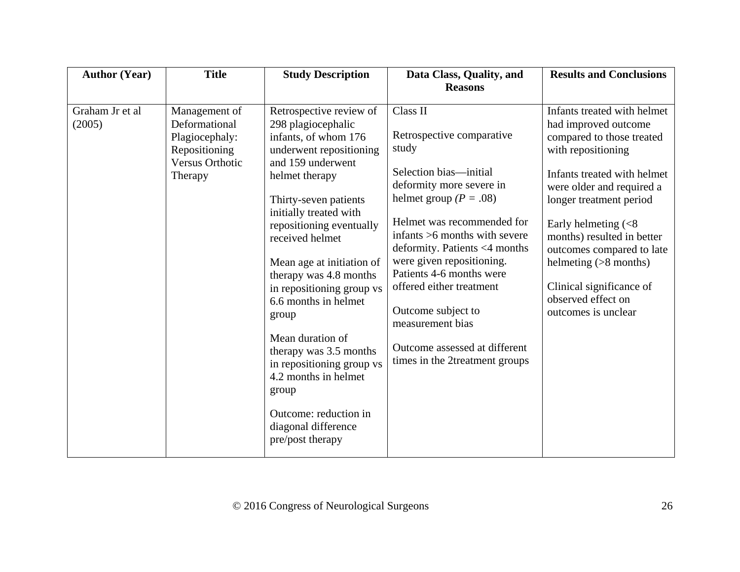| Author (Year) | Title | Study Description | Data Class, Quality, and Reasons | Results and Conclusions |
|---|---|---|---|---|
| Graham Jr et al (2005) | Management of Deformational Plagiocephaly: Repositioning Versus Orthotic Therapy | Retrospective review of 298 plagiocephalic infants, of whom 176 underwent repositioning and 159 underwent helmet therapy<br><br>Thirty-seven patients initially treated with repositioning eventually received helmet<br><br>Mean age at initiation of therapy was 4.8 months in repositioning group vs 6.6 months in helmet group<br><br>Mean duration of therapy was 3.5 months in repositioning group vs 4.2 months in helmet group<br><br>Outcome: reduction in diagonal difference pre/post therapy | Class II<br><br>Retrospective comparative study<br><br>Selection bias—initial deformity more severe in helmet group *(P* = .08)<br><br>Helmet was recommended for infants >6 months with severe deformity. Patients <4 months were given repositioning. Patients 4-6 months were offered either treatment<br><br>Outcome subject to measurement bias<br><br>Outcome assessed at different times in the 2treatment groups | Infants treated with helmet had improved outcome compared to those treated with repositioning<br><br>Infants treated with helmet were older and required a longer treatment period<br><br>Early helmeting (<8 months) resulted in better outcomes compared to late helmeting (>8 months)<br><br>Clinical significance of observed effect on outcomes is unclear |

© 2016 Congress of Neurological Surgeons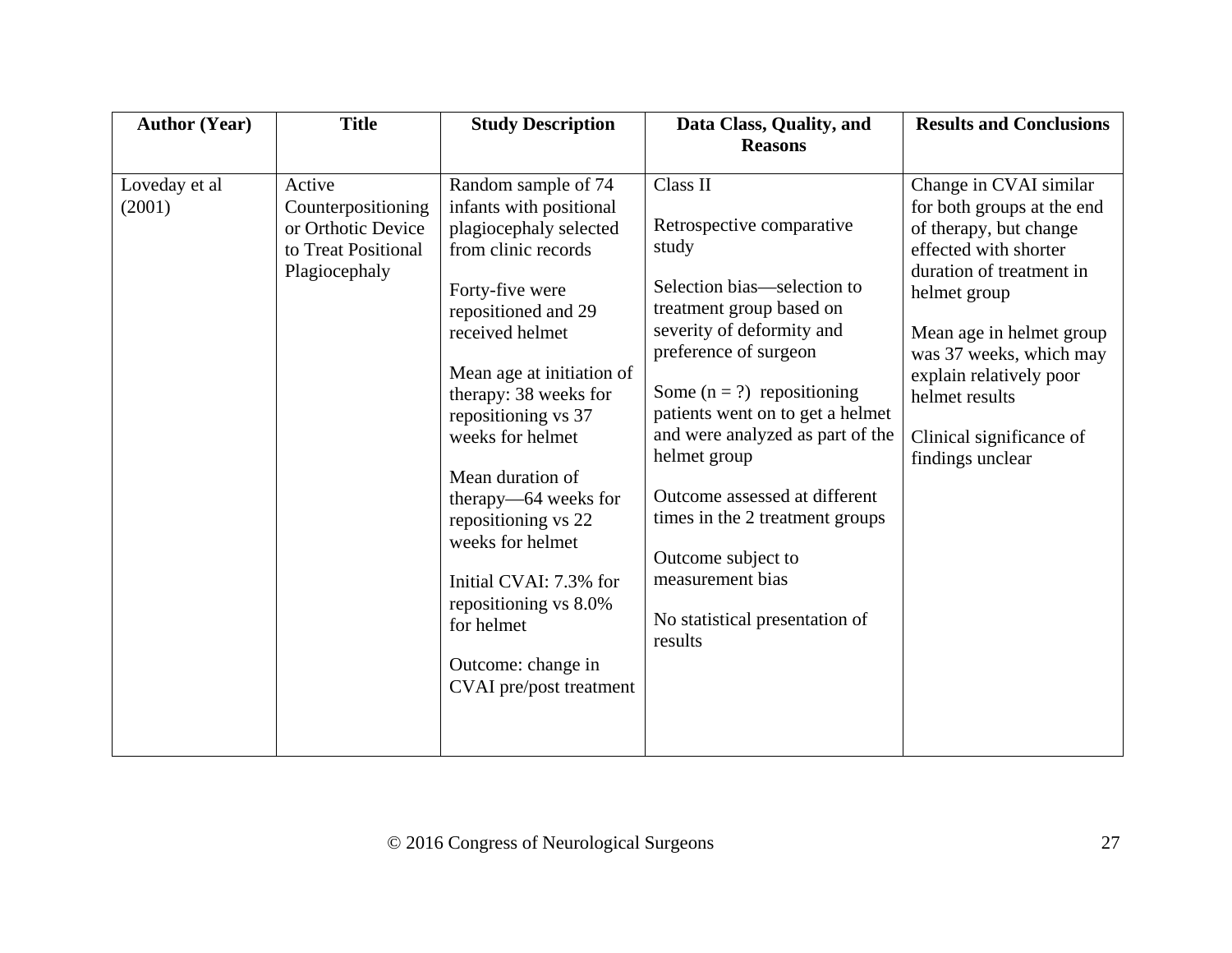| Author (Year) | Title | Study Description | Data Class, Quality, and Reasons | Results and Conclusions |
|---|---|---|---|---|
| Loveday et al (2001) | Active Counterpositioning or Orthotic Device to Treat Positional Plagiocephaly | Random sample of 74 infants with positional plagiocephaly selected from clinic records<br><br>Forty-five were repositioned and 29 received helmet<br><br>Mean age at initiation of therapy: 38 weeks for repositioning vs 37 weeks for helmet<br><br>Mean duration of therapy—64 weeks for repositioning vs 22 weeks for helmet<br><br>Initial CVAI: 7.3% for repositioning vs 8.0% for helmet<br><br>Outcome: change in CVAI pre/post treatment | Class II<br><br>Retrospective comparative study<br><br>Selection bias—selection to treatment group based on severity of deformity and preference of surgeon<br><br>Some (n = ?) repositioning patients went on to get a helmet and were analyzed as part of the helmet group<br><br>Outcome assessed at different times in the 2 treatment groups<br><br>Outcome subject to measurement bias<br><br>No statistical presentation of results | Change in CVAI similar for both groups at the end of therapy, but change effected with shorter duration of treatment in helmet group<br><br>Mean age in helmet group was 37 weeks, which may explain relatively poor helmet results<br><br>Clinical significance of findings unclear |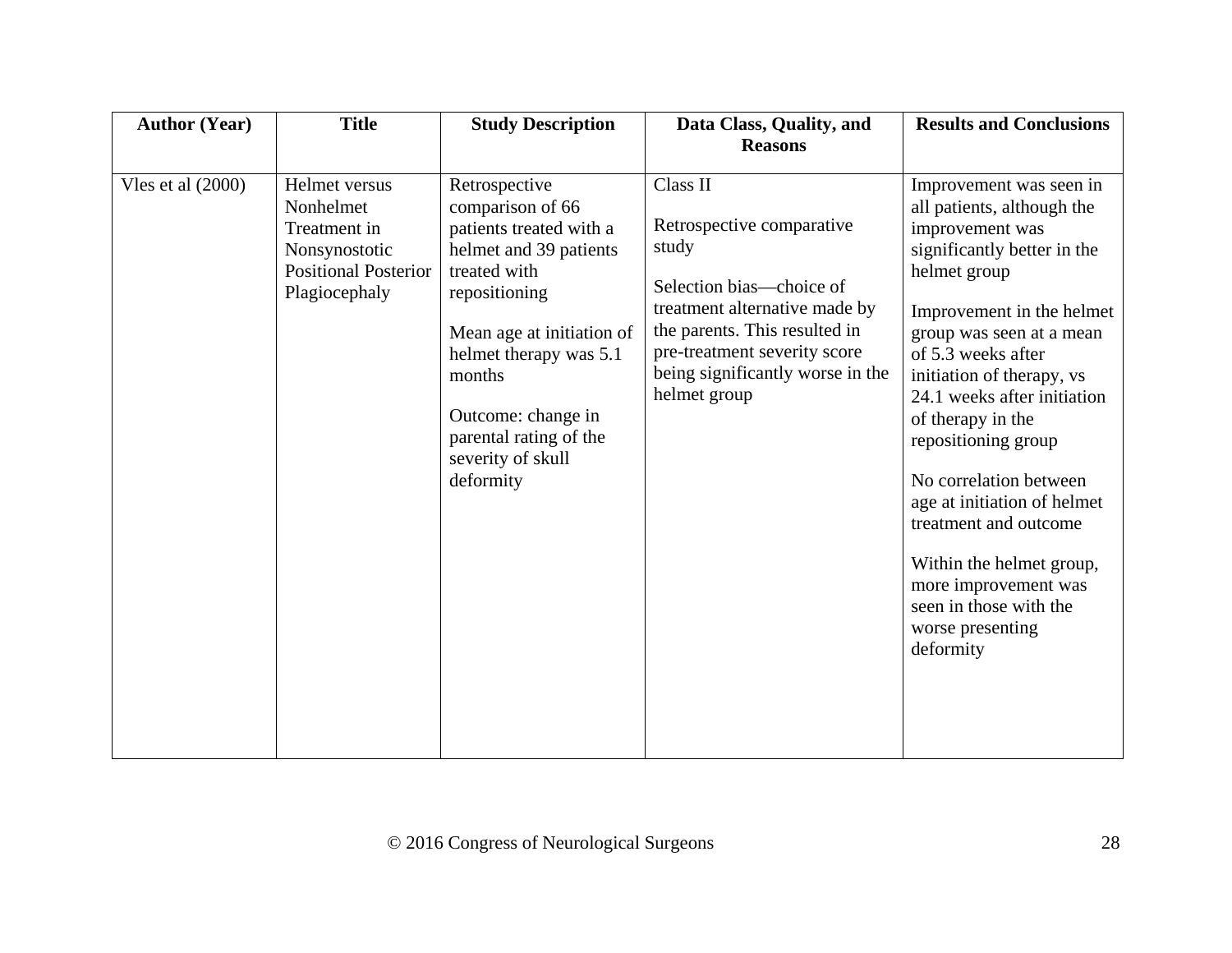| Author (Year) | Title | Study Description | Data Class, Quality, and Reasons | Results and Conclusions |
|---|---|---|---|---|
| Vles et al (2000) | Helmet versus Nonhelmet Treatment in Nonsynostotic Positional Posterior Plagiocephaly | Retrospective comparison of 66 patients treated with a helmet and 39 patients treated with repositioning<br><br>Mean age at initiation of helmet therapy was 5.1 months<br><br>Outcome: change in parental rating of the severity of skull deformity | Class II<br><br>Retrospective comparative study<br><br>Selection bias—choice of treatment alternative made by the parents. This resulted in pre-treatment severity score being significantly worse in the helmet group | Improvement was seen in all patients, although the improvement was significantly better in the helmet group<br><br>Improvement in the helmet group was seen at a mean of 5.3 weeks after initiation of therapy, vs 24.1 weeks after initiation of therapy in the repositioning group<br><br>No correlation between age at initiation of helmet treatment and outcome<br><br>Within the helmet group, more improvement was seen in those with the worse presenting deformity |

© 2016 Congress of Neurological Surgeons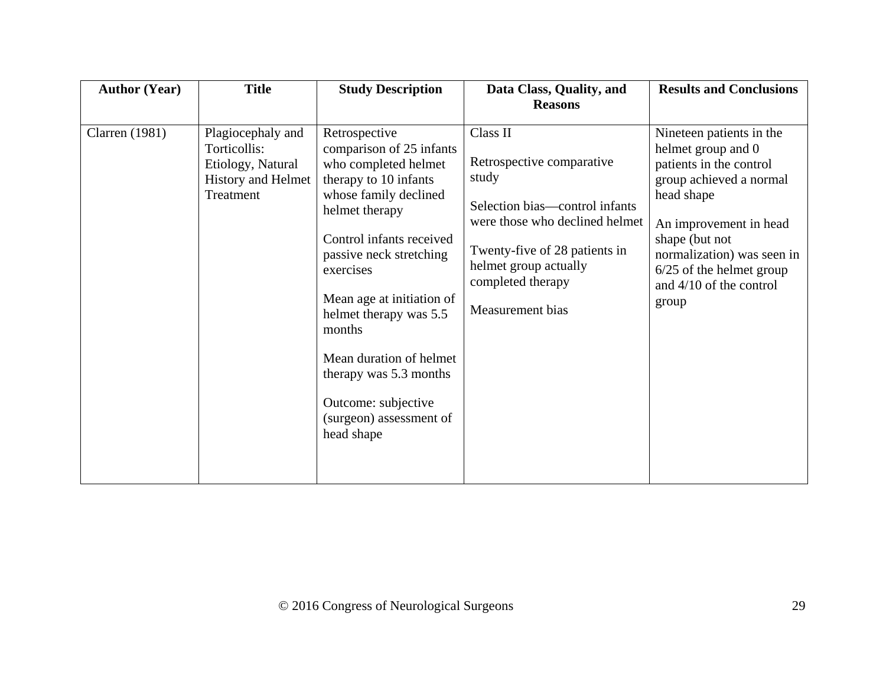| Author (Year) | Title | Study Description | Data Class, Quality, and Reasons | Results and Conclusions |
|---|---|---|---|---|
| Clarren (1981) | Plagiocephaly and Torticollis: Etiology, Natural History and Helmet Treatment | Retrospective comparison of 25 infants who completed helmet therapy to 10 infants whose family declined helmet therapy<br><br>Control infants received passive neck stretching exercises<br><br>Mean age at initiation of helmet therapy was 5.5 months<br><br>Mean duration of helmet therapy was 5.3 months<br><br>Outcome: subjective (surgeon) assessment of head shape | Class II<br><br>Retrospective comparative study<br><br>Selection bias—control infants were those who declined helmet<br><br>Twenty-five of 28 patients in helmet group actually completed therapy<br><br>Measurement bias | Nineteen patients in the helmet group and 0 patients in the control group achieved a normal head shape<br><br>An improvement in head shape (but not normalization) was seen in 6/25 of the helmet group and 4/10 of the control group |

© 2016 Congress of Neurological Surgeons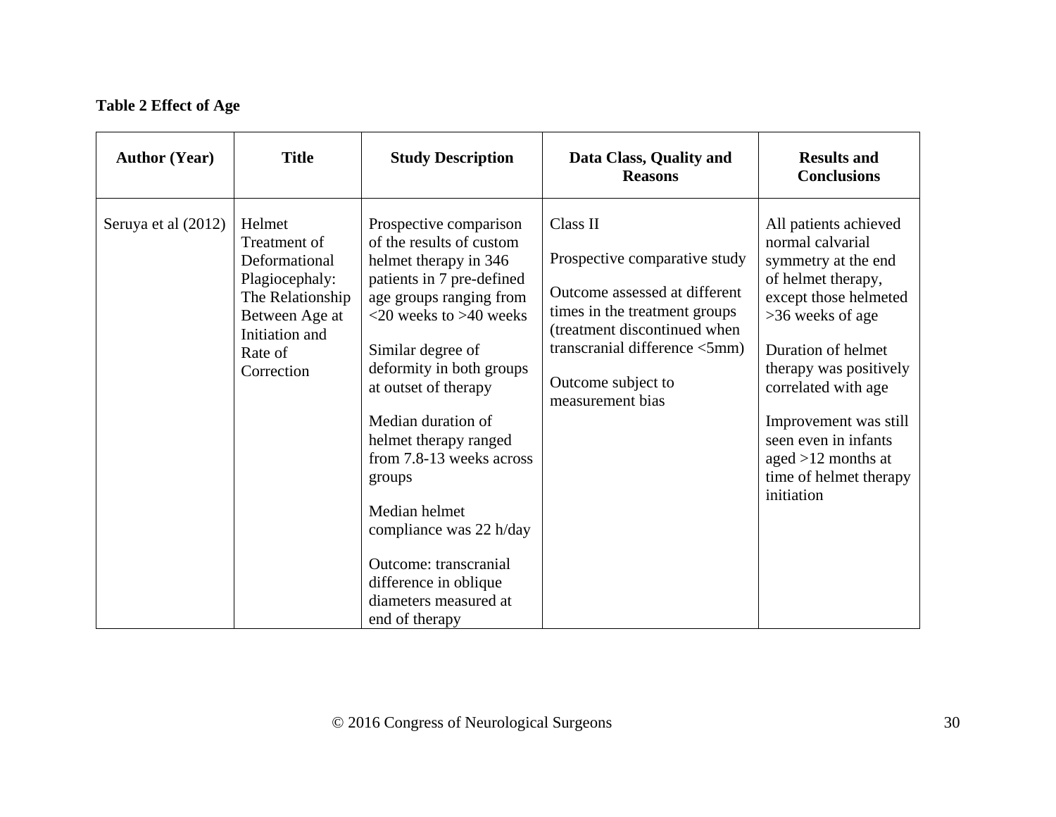**Table 2 Effect of Age**

| Author (Year) | Title | Study Description | Data Class, Quality and Reasons | Results and Conclusions |
|---|---|---|---|---|
| Seruya et al (2012) | Helmet Treatment of Deformational Plagiocephaly: The Relationship Between Age at Initiation and Rate of Correction | Prospective comparison of the results of custom helmet therapy in 346 patients in 7 pre-defined age groups ranging from <20 weeks to >40 weeks<br><br>Similar degree of deformity in both groups at outset of therapy<br><br>Median duration of helmet therapy ranged from 7.8-13 weeks across groups<br><br>Median helmet compliance was 22 h/day<br><br>Outcome: transcranial difference in oblique diameters measured at end of therapy | Class II<br><br>Prospective comparative study<br><br>Outcome assessed at different times in the treatment groups (treatment discontinued when transcranial difference <5mm)<br><br>Outcome subject to measurement bias | All patients achieved normal calvarial symmetry at the end of helmet therapy, except those helmeted >36 weeks of age<br><br>Duration of helmet therapy was positively correlated with age<br><br>Improvement was still seen even in infants aged >12 months at time of helmet therapy initiation |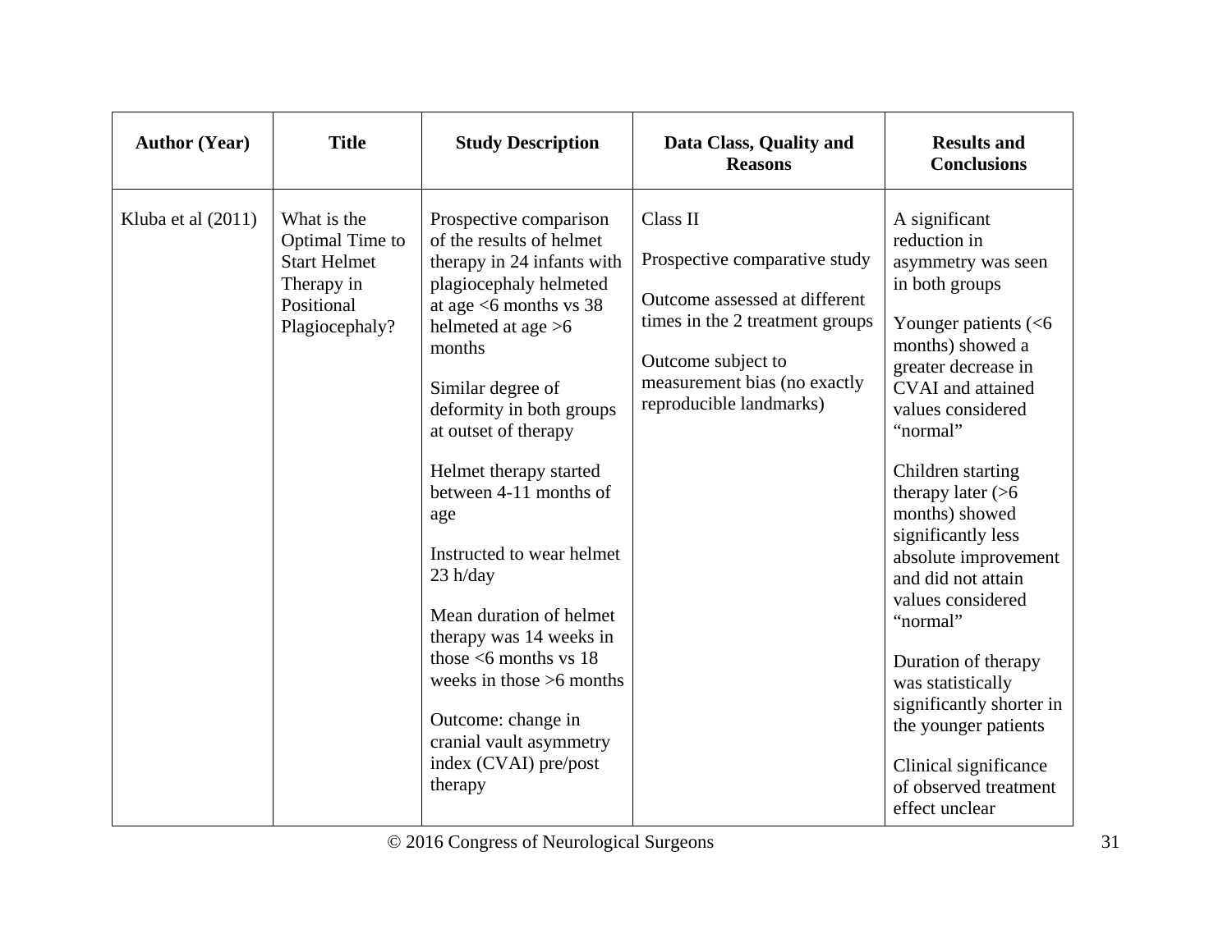| Author (Year) | Title | Study Description | Data Class, Quality and Reasons | Results and Conclusions |
|---|---|---|---|---|
| Kluba et al (2011) | What is the Optimal Time to Start Helmet Therapy in Positional Plagiocephaly? | Prospective comparison of the results of helmet therapy in 24 infants with plagiocephaly helmeted at age <6 months vs 38 helmeted at age >6 months<br><br>Similar degree of deformity in both groups at outset of therapy<br><br>Helmet therapy started between 4-11 months of age<br><br>Instructed to wear helmet 23 h/day<br><br>Mean duration of helmet therapy was 14 weeks in those <6 months vs 18 weeks in those >6 months<br><br>Outcome: change in cranial vault asymmetry index (CVAI) pre/post therapy | Class II<br><br>Prospective comparative study<br><br>Outcome assessed at different times in the 2 treatment groups<br><br>Outcome subject to measurement bias (no exactly reproducible landmarks) | A significant reduction in asymmetry was seen in both groups<br><br>Younger patients (<6 months) showed a greater decrease in CVAI and attained values considered "normal"<br><br>Children starting therapy later (>6 months) showed significantly less absolute improvement and did not attain values considered "normal"<br><br>Duration of therapy was statistically significantly shorter in the younger patients<br><br>Clinical significance of observed treatment effect unclear |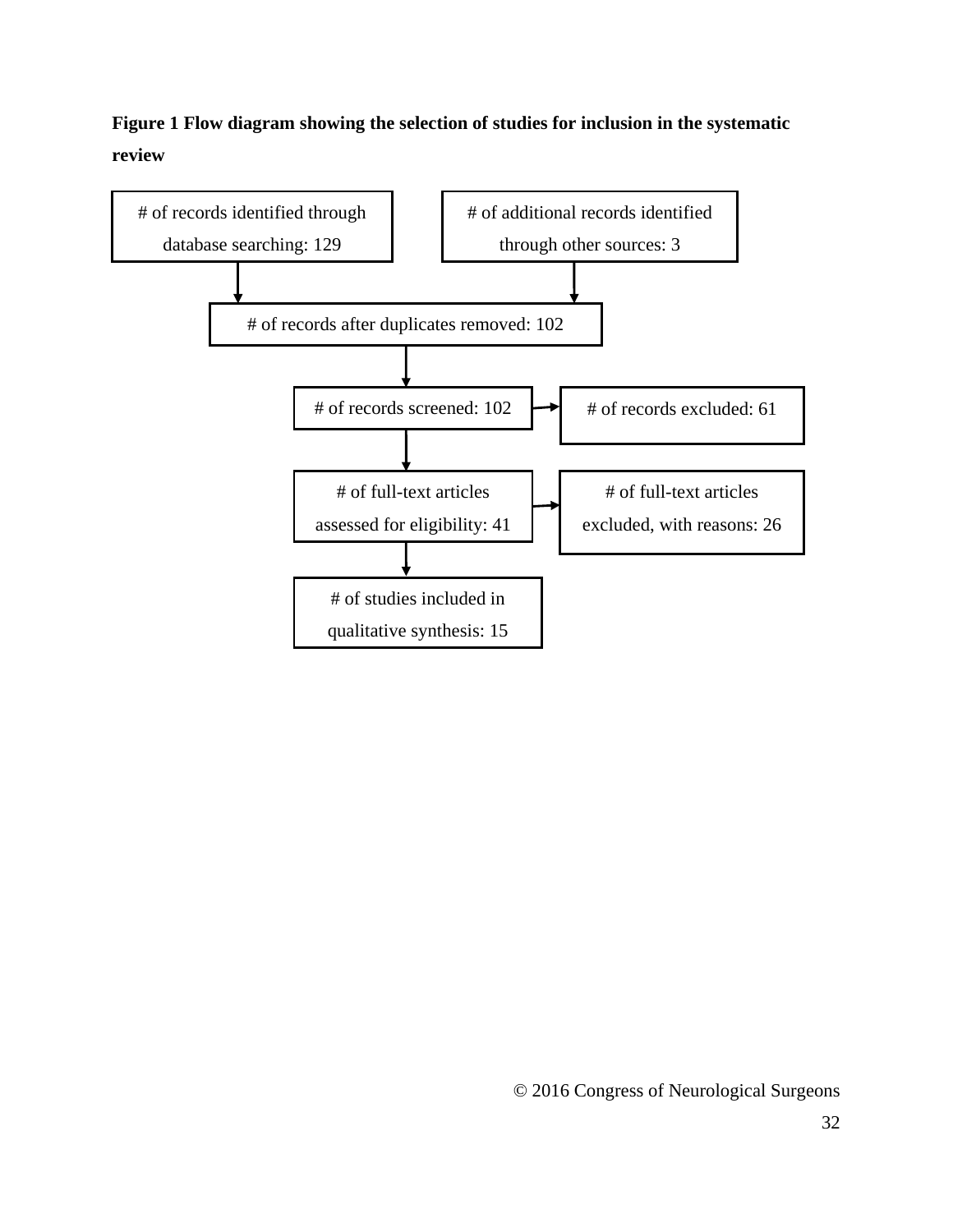**Figure 1 Flow diagram showing the selection of studies for inclusion in the systematic review**

# of records identified through database searching: 129

# of additional records identified through other sources: 3

# of records after duplicates removed: 102

# of records screened: 102

# of records excluded: 61

# of full-text articles assessed for eligibility: 41

# of full-text articles excluded, with reasons: 26

# of studies included in qualitative synthesis: 15

© 2016 Congress of Neurological Surgeons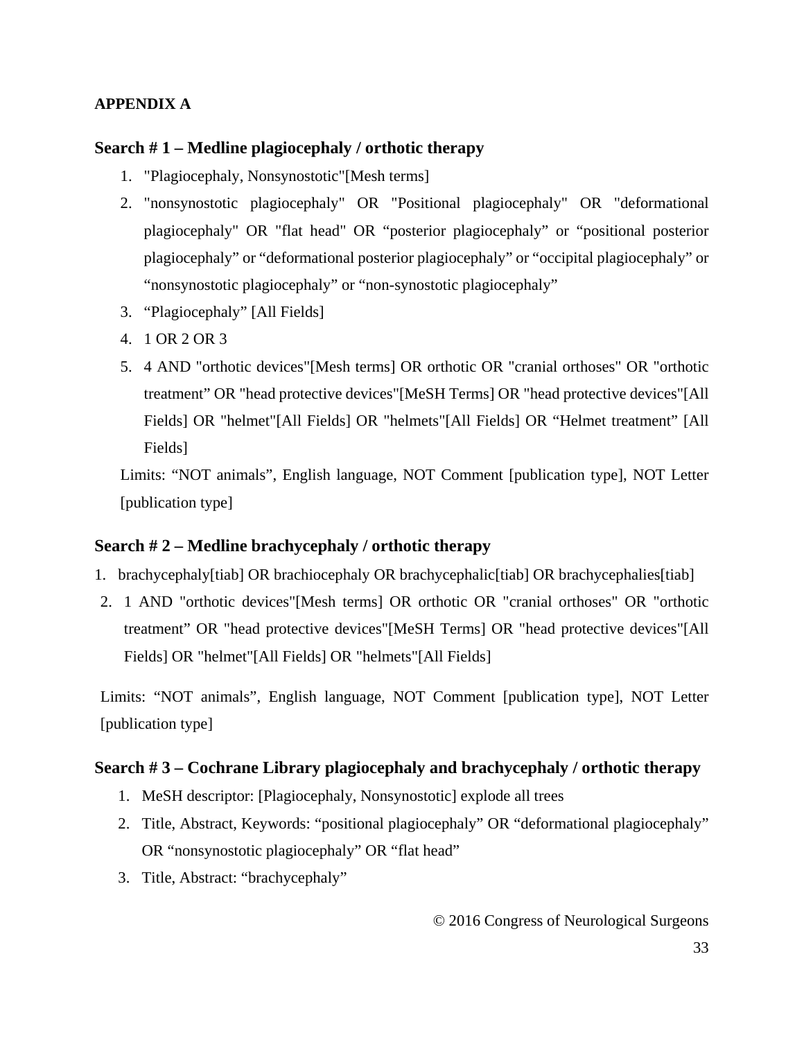**APPENDIX A**

### Search # 1 – Medline plagiocephaly / orthotic therapy

1. "Plagiocephaly, Nonsynostotic"[Mesh terms]
2. "nonsynostotic plagiocephaly" OR "Positional plagiocephaly" OR "deformational plagiocephaly" OR "flat head" OR "posterior plagiocephaly" or "positional posterior plagiocephaly" or "deformational posterior plagiocephaly" or "occipital plagiocephaly" or "nonsynostotic plagiocephaly" or "non-synostotic plagiocephaly"
3. "Plagiocephaly" [All Fields]
4. 1 OR 2 OR 3
5. 4 AND "orthotic devices"[Mesh terms] OR orthotic OR "cranial orthoses" OR "orthotic treatment" OR "head protective devices"[MeSH Terms] OR "head protective devices"[All Fields] OR "helmet"[All Fields] OR "helmets"[All Fields] OR "Helmet treatment" [All Fields]

Limits: "NOT animals", English language, NOT Comment [publication type], NOT Letter [publication type]

### Search # 2 – Medline brachycephaly / orthotic therapy

1. brachycephaly[tiab] OR brachiocephaly OR brachycephalic[tiab] OR brachycephalies[tiab]
2. 1 AND "orthotic devices"[Mesh terms] OR orthotic OR "cranial orthoses" OR "orthotic treatment" OR "head protective devices"[MeSH Terms] OR "head protective devices"[All Fields] OR "helmet"[All Fields] OR "helmets"[All Fields]

Limits: "NOT animals", English language, NOT Comment [publication type], NOT Letter [publication type]

### Search # 3 – Cochrane Library plagiocephaly and brachycephaly / orthotic therapy

1. MeSH descriptor: [Plagiocephaly, Nonsynostotic] explode all trees
2. Title, Abstract, Keywords: "positional plagiocephaly" OR "deformational plagiocephaly" OR "nonsynostotic plagiocephaly" OR "flat head"
3. Title, Abstract: "brachycephaly"

© 2016 Congress of Neurological Surgeons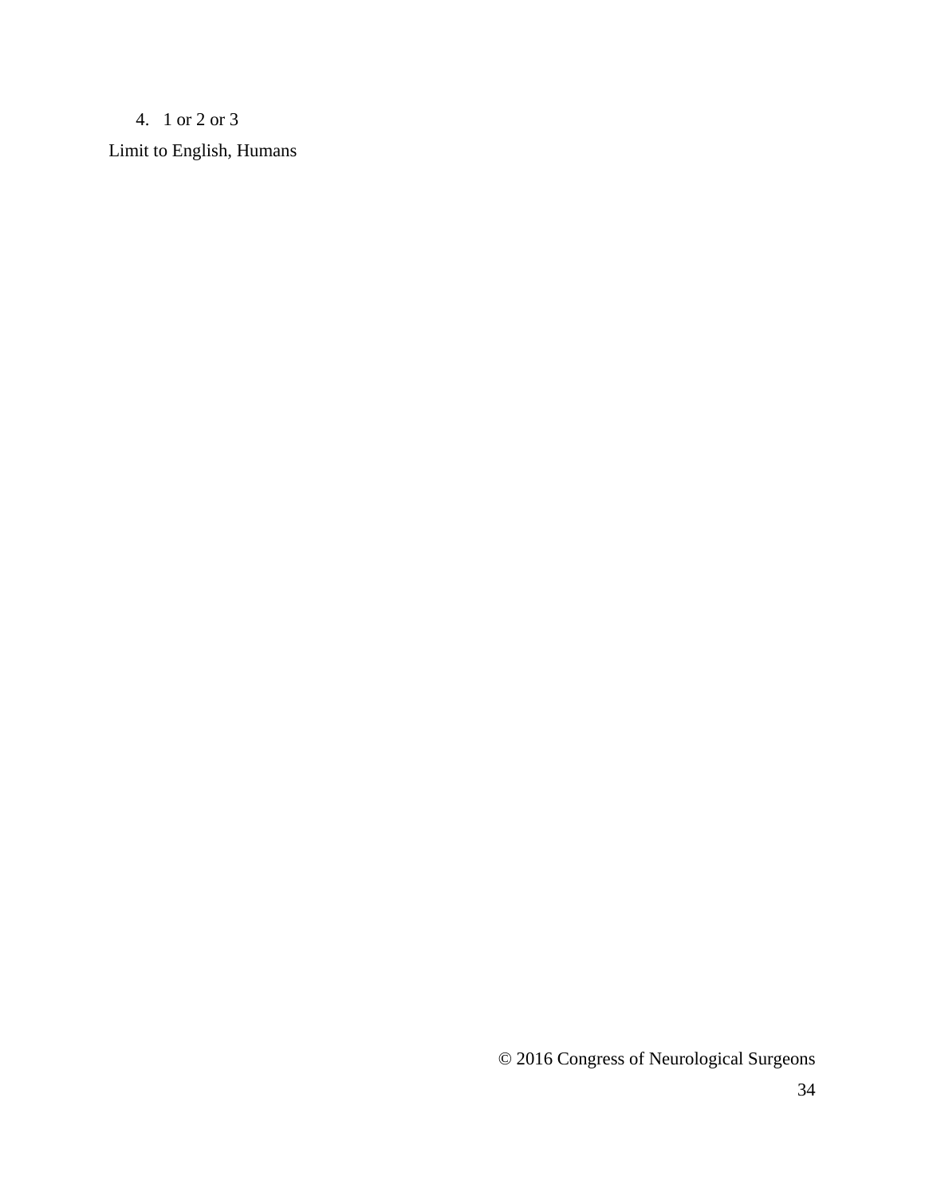4. 1 or 2 or 3

Limit to English, Humans

© 2016 Congress of Neurological Surgeons